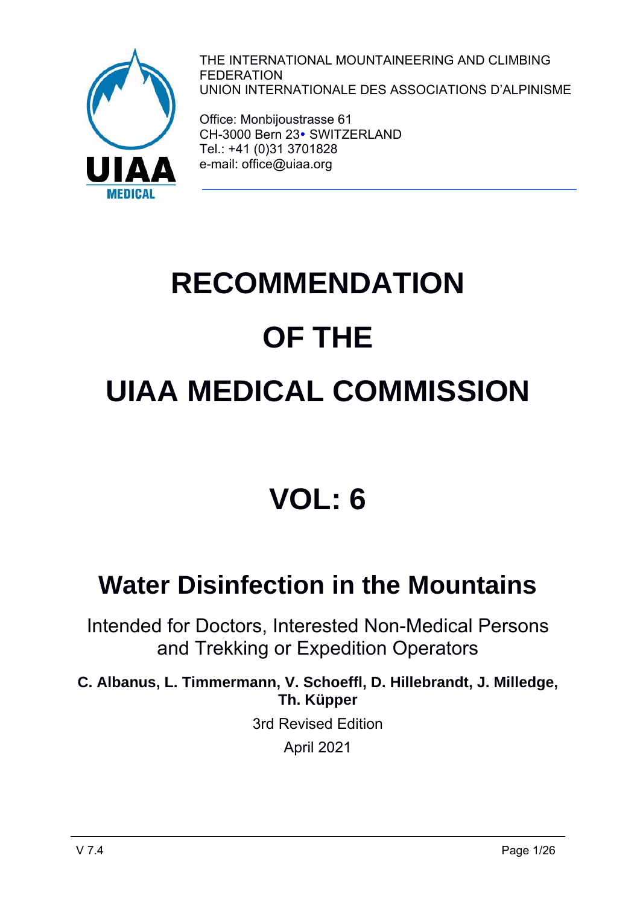THE INTERNATIONAL MOUNTAINEERING AND CLIMBING FEDERATION
UNION INTERNATIONALE DES ASSOCIATIONS D'ALPINISME

Office: Monbijoustrasse 61
CH-3000 Bern 23• SWITZERLAND
Tel.: +41 (0)31 3701828
e-mail: office@uiaa.org

# RECOMMENDATION OF THE UIAA MEDICAL COMMISSION

# VOL: 6

## Water Disinfection in the Mountains

Intended for Doctors, Interested Non-Medical Persons and Trekking or Expedition Operators

**C. Albanus, L. Timmermann, V. Schoeffl, D. Hillebrandt, J. Milledge, Th. Küpper**

3rd Revised Edition

April 2021

V 7.4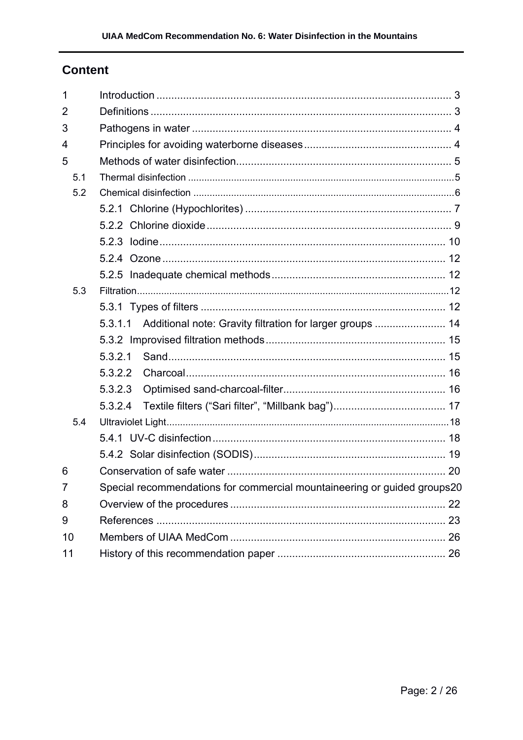## Content

1 Introduction ... 3
2 Definitions ... 3
3 Pathogens in water ... 4
4 Principles for avoiding waterborne diseases ... 4
5 Methods of water disinfection ... 5
 5.1 Thermal disinfection ... 5
 5.2 Chemical disinfection ... 6
  5.2.1 Chlorine (Hypochlorites) ... 7
  5.2.2 Chlorine dioxide ... 9
  5.2.3 Iodine ... 10
  5.2.4 Ozone ... 12
  5.2.5 Inadequate chemical methods ... 12
 5.3 Filtration ... 12
  5.3.1 Types of filters ... 12
  5.3.1.1 Additional note: Gravity filtration for larger groups ... 14
  5.3.2 Improvised filtration methods ... 15
  5.3.2.1 Sand ... 15
  5.3.2.2 Charcoal ... 16
  5.3.2.3 Optimised sand-charcoal-filter ... 16
  5.3.2.4 Textile filters (“Sari filter”, “Millbank bag”) ... 17
 5.4 Ultraviolet Light ... 18
  5.4.1 UV-C disinfection ... 18
  5.4.2 Solar disinfection (SODIS) ... 19
6 Conservation of safe water ... 20
7 Special recommendations for commercial mountaineering or guided groups ... 20
8 Overview of the procedures ... 22
9 References ... 23
10 Members of UIAA MedCom ... 26
11 History of this recommendation paper ... 26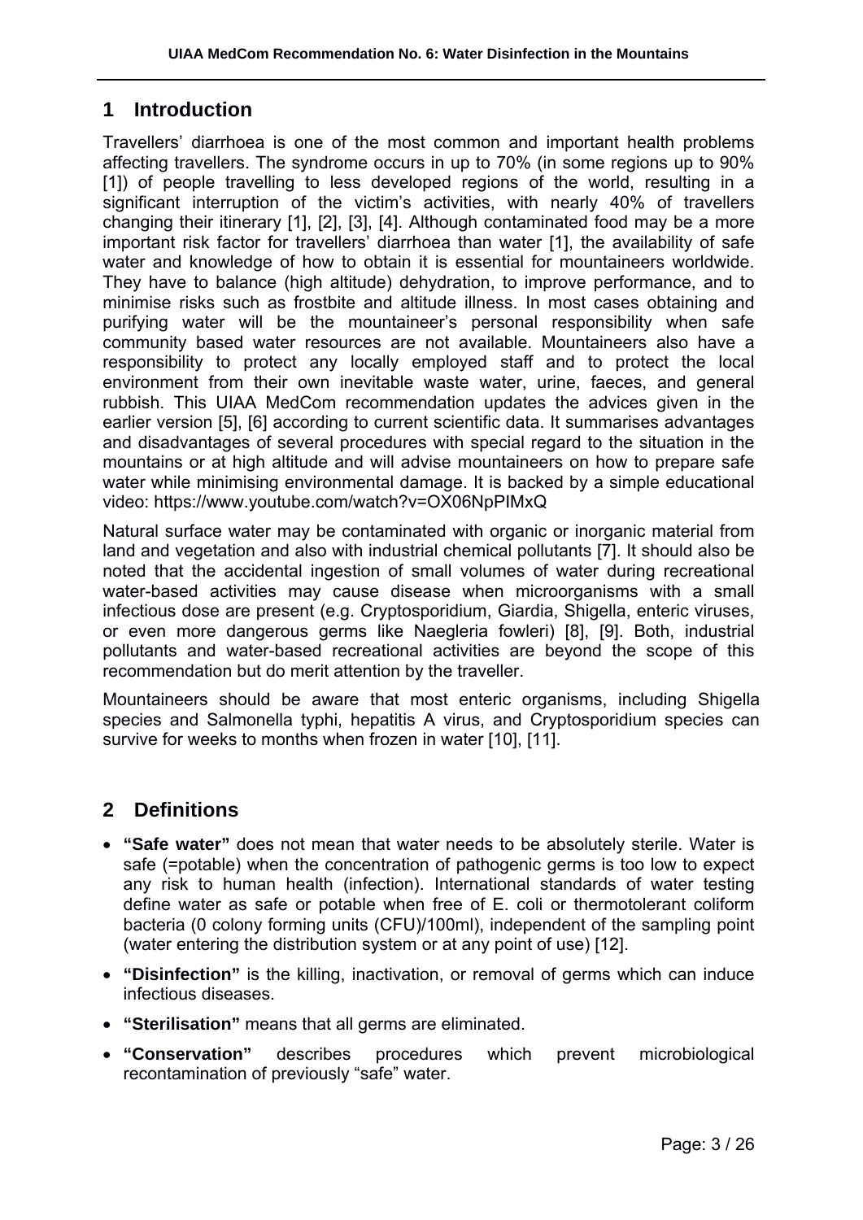## 1 Introduction

Travellers' diarrhoea is one of the most common and important health problems affecting travellers. The syndrome occurs in up to 70% (in some regions up to 90% [1]) of people travelling to less developed regions of the world, resulting in a significant interruption of the victim's activities, with nearly 40% of travellers changing their itinerary [1], [2], [3], [4]. Although contaminated food may be a more important risk factor for travellers' diarrhoea than water [1], the availability of safe water and knowledge of how to obtain it is essential for mountaineers worldwide. They have to balance (high altitude) dehydration, to improve performance, and to minimise risks such as frostbite and altitude illness. In most cases obtaining and purifying water will be the mountaineer's personal responsibility when safe community based water resources are not available. Mountaineers also have a responsibility to protect any locally employed staff and to protect the local environment from their own inevitable waste water, urine, faeces, and general rubbish. This UIAA MedCom recommendation updates the advices given in the earlier version [5], [6] according to current scientific data. It summarises advantages and disadvantages of several procedures with special regard to the situation in the mountains or at high altitude and will advise mountaineers on how to prepare safe water while minimising environmental damage. It is backed by a simple educational video: https://www.youtube.com/watch?v=OX06NpPIMxQ

Natural surface water may be contaminated with organic or inorganic material from land and vegetation and also with industrial chemical pollutants [7]. It should also be noted that the accidental ingestion of small volumes of water during recreational water-based activities may cause disease when microorganisms with a small infectious dose are present (e.g. Cryptosporidium, Giardia, Shigella, enteric viruses, or even more dangerous germs like Naegleria fowleri) [8], [9]. Both, industrial pollutants and water-based recreational activities are beyond the scope of this recommendation but do merit attention by the traveller.

Mountaineers should be aware that most enteric organisms, including Shigella species and Salmonella typhi, hepatitis A virus, and Cryptosporidium species can survive for weeks to months when frozen in water [10], [11].

## 2 Definitions

- **"Safe water"** does not mean that water needs to be absolutely sterile. Water is safe (=potable) when the concentration of pathogenic germs is too low to expect any risk to human health (infection). International standards of water testing define water as safe or potable when free of E. coli or thermotolerant coliform bacteria (0 colony forming units (CFU)/100ml), independent of the sampling point (water entering the distribution system or at any point of use) [12].
- **"Disinfection"** is the killing, inactivation, or removal of germs which can induce infectious diseases.
- **"Sterilisation"** means that all germs are eliminated.
- **"Conservation"** describes procedures which prevent microbiological recontamination of previously "safe" water.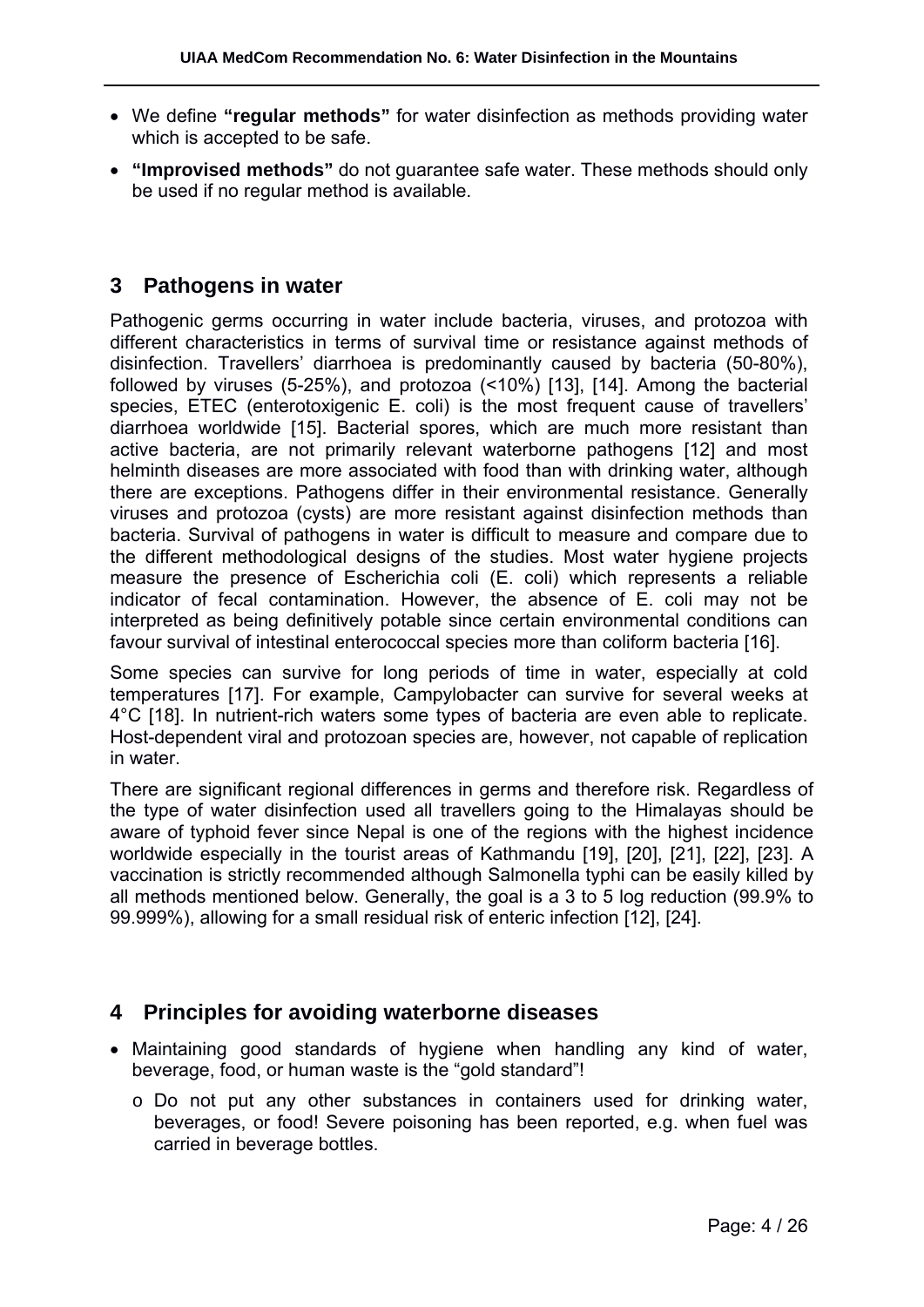- We define **"regular methods"** for water disinfection as methods providing water which is accepted to be safe.
- **"Improvised methods"** do not guarantee safe water. These methods should only be used if no regular method is available.

## 3 Pathogens in water

Pathogenic germs occurring in water include bacteria, viruses, and protozoa with different characteristics in terms of survival time or resistance against methods of disinfection. Travellers' diarrhoea is predominantly caused by bacteria (50-80%), followed by viruses (5-25%), and protozoa (<10%) [13], [14]. Among the bacterial species, ETEC (enterotoxigenic E. coli) is the most frequent cause of travellers' diarrhoea worldwide [15]. Bacterial spores, which are much more resistant than active bacteria, are not primarily relevant waterborne pathogens [12] and most helminth diseases are more associated with food than with drinking water, although there are exceptions. Pathogens differ in their environmental resistance. Generally viruses and protozoa (cysts) are more resistant against disinfection methods than bacteria. Survival of pathogens in water is difficult to measure and compare due to the different methodological designs of the studies. Most water hygiene projects measure the presence of Escherichia coli (E. coli) which represents a reliable indicator of fecal contamination. However, the absence of E. coli may not be interpreted as being definitively potable since certain environmental conditions can favour survival of intestinal enterococcal species more than coliform bacteria [16].

Some species can survive for long periods of time in water, especially at cold temperatures [17]. For example, Campylobacter can survive for several weeks at 4°C [18]. In nutrient-rich waters some types of bacteria are even able to replicate. Host-dependent viral and protozoan species are, however, not capable of replication in water.

There are significant regional differences in germs and therefore risk. Regardless of the type of water disinfection used all travellers going to the Himalayas should be aware of typhoid fever since Nepal is one of the regions with the highest incidence worldwide especially in the tourist areas of Kathmandu [19], [20], [21], [22], [23]. A vaccination is strictly recommended although Salmonella typhi can be easily killed by all methods mentioned below. Generally, the goal is a 3 to 5 log reduction (99.9% to 99.999%), allowing for a small residual risk of enteric infection [12], [24].

## 4 Principles for avoiding waterborne diseases

- Maintaining good standards of hygiene when handling any kind of water, beverage, food, or human waste is the "gold standard"!
  - Do not put any other substances in containers used for drinking water, beverages, or food! Severe poisoning has been reported, e.g. when fuel was carried in beverage bottles.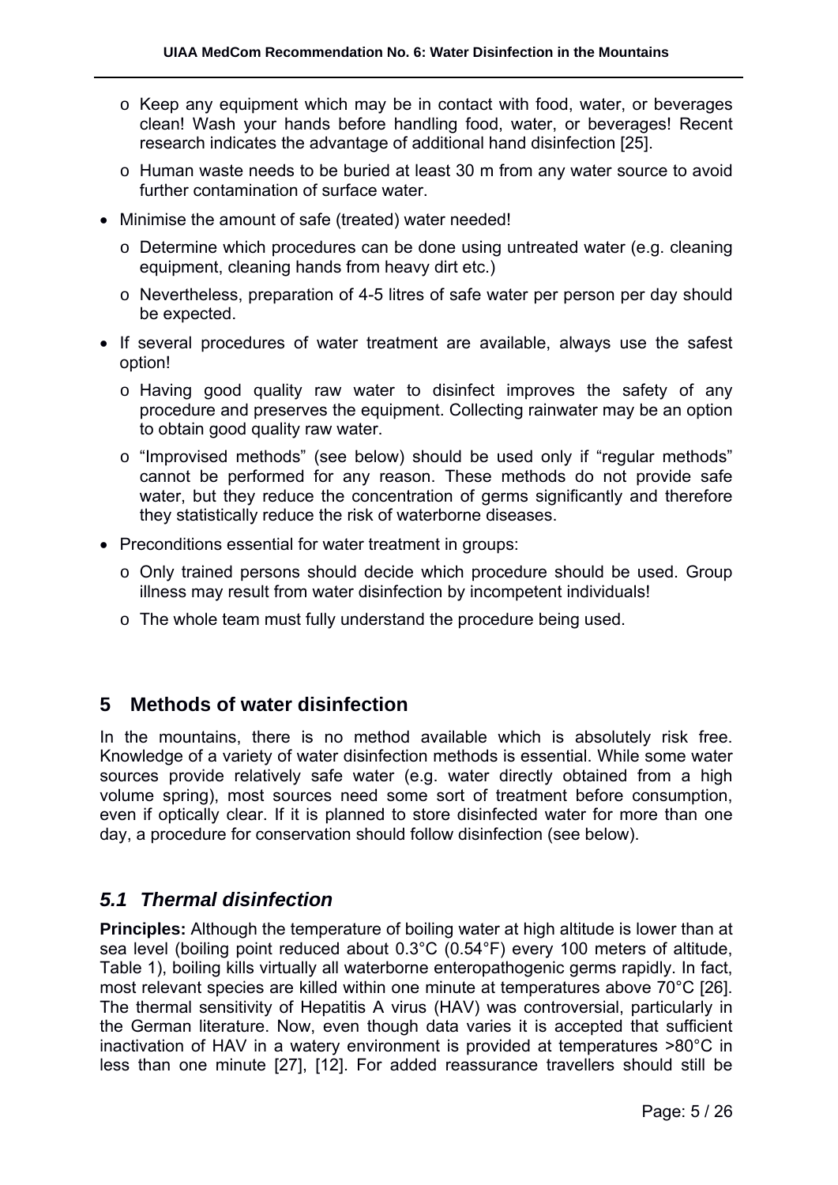- Keep any equipment which may be in contact with food, water, or beverages clean! Wash your hands before handling food, water, or beverages! Recent research indicates the advantage of additional hand disinfection [25].
    - Human waste needs to be buried at least 30 m from any water source to avoid further contamination of surface water.
- Minimise the amount of safe (treated) water needed!
    - Determine which procedures can be done using untreated water (e.g. cleaning equipment, cleaning hands from heavy dirt etc.)
    - Nevertheless, preparation of 4-5 litres of safe water per person per day should be expected.
- If several procedures of water treatment are available, always use the safest option!
    - Having good quality raw water to disinfect improves the safety of any procedure and preserves the equipment. Collecting rainwater may be an option to obtain good quality raw water.
    - "Improvised methods" (see below) should be used only if "regular methods" cannot be performed for any reason. These methods do not provide safe water, but they reduce the concentration of germs significantly and therefore they statistically reduce the risk of waterborne diseases.
- Preconditions essential for water treatment in groups:
    - Only trained persons should decide which procedure should be used. Group illness may result from water disinfection by incompetent individuals!
    - The whole team must fully understand the procedure being used.

## 5 Methods of water disinfection

In the mountains, there is no method available which is absolutely risk free. Knowledge of a variety of water disinfection methods is essential. While some water sources provide relatively safe water (e.g. water directly obtained from a high volume spring), most sources need some sort of treatment before consumption, even if optically clear. If it is planned to store disinfected water for more than one day, a procedure for conservation should follow disinfection (see below).

### *5.1 Thermal disinfection*

**Principles:** Although the temperature of boiling water at high altitude is lower than at sea level (boiling point reduced about 0.3°C (0.54°F) every 100 meters of altitude, Table 1), boiling kills virtually all waterborne enteropathogenic germs rapidly. In fact, most relevant species are killed within one minute at temperatures above 70°C [26]. The thermal sensitivity of Hepatitis A virus (HAV) was controversial, particularly in the German literature. Now, even though data varies it is accepted that sufficient inactivation of HAV in a watery environment is provided at temperatures >80°C in less than one minute [27], [12]. For added reassurance travellers should still be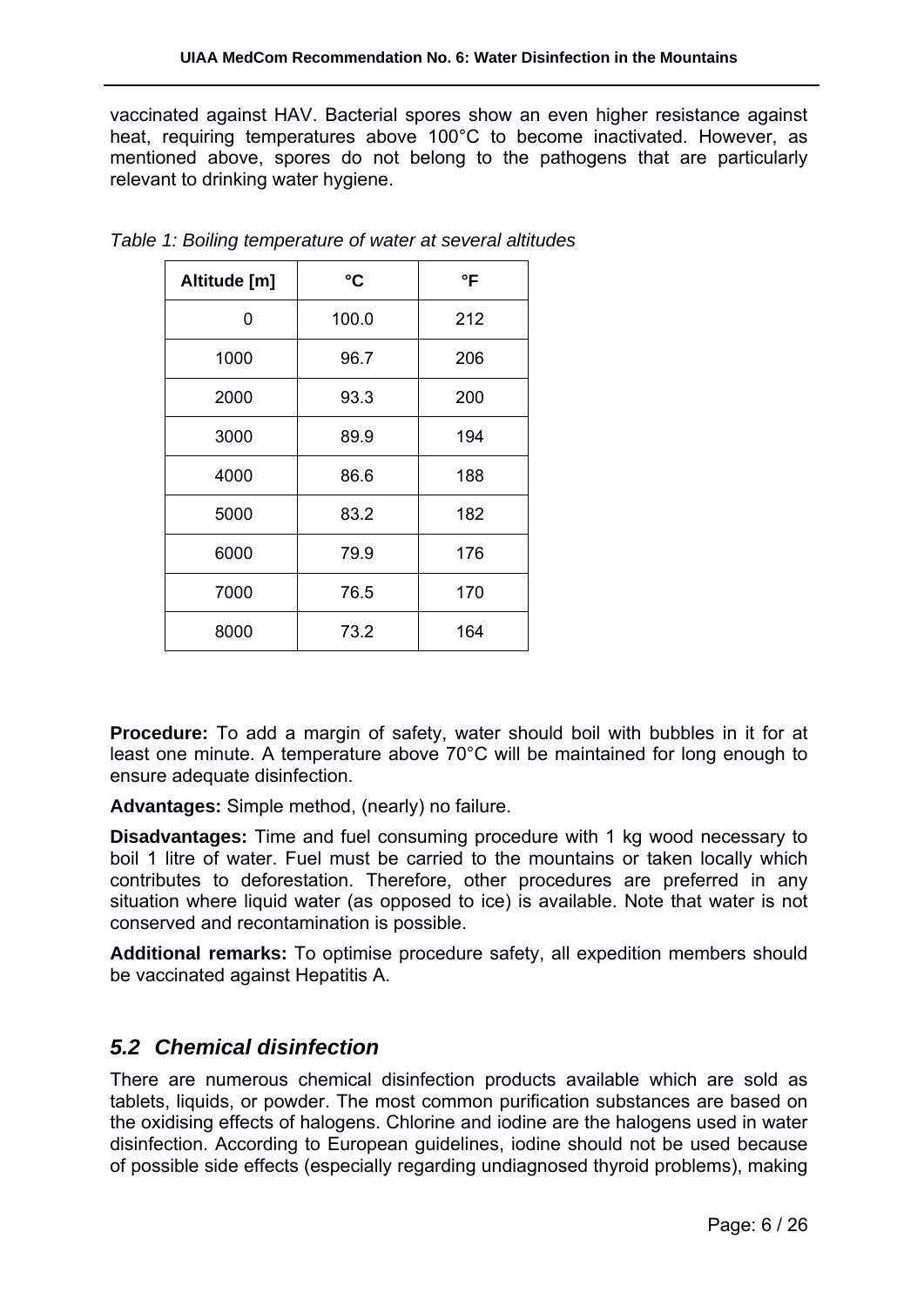vaccinated against HAV. Bacterial spores show an even higher resistance against heat, requiring temperatures above 100°C to become inactivated. However, as mentioned above, spores do not belong to the pathogens that are particularly relevant to drinking water hygiene.

*Table 1: Boiling temperature of water at several altitudes*

| Altitude [m] | °C | °F |
|---|---|---|
| 0 | 100.0 | 212 |
| 1000 | 96.7 | 206 |
| 2000 | 93.3 | 200 |
| 3000 | 89.9 | 194 |
| 4000 | 86.6 | 188 |
| 5000 | 83.2 | 182 |
| 6000 | 79.9 | 176 |
| 7000 | 76.5 | 170 |
| 8000 | 73.2 | 164 |

**Procedure:** To add a margin of safety, water should boil with bubbles in it for at least one minute. A temperature above 70°C will be maintained for long enough to ensure adequate disinfection.

**Advantages:** Simple method, (nearly) no failure.

**Disadvantages:** Time and fuel consuming procedure with 1 kg wood necessary to boil 1 litre of water. Fuel must be carried to the mountains or taken locally which contributes to deforestation. Therefore, other procedures are preferred in any situation where liquid water (as opposed to ice) is available. Note that water is not conserved and recontamination is possible.

**Additional remarks:** To optimise procedure safety, all expedition members should be vaccinated against Hepatitis A.

## 5.2 Chemical disinfection

There are numerous chemical disinfection products available which are sold as tablets, liquids, or powder. The most common purification substances are based on the oxidising effects of halogens. Chlorine and iodine are the halogens used in water disinfection. According to European guidelines, iodine should not be used because of possible side effects (especially regarding undiagnosed thyroid problems), making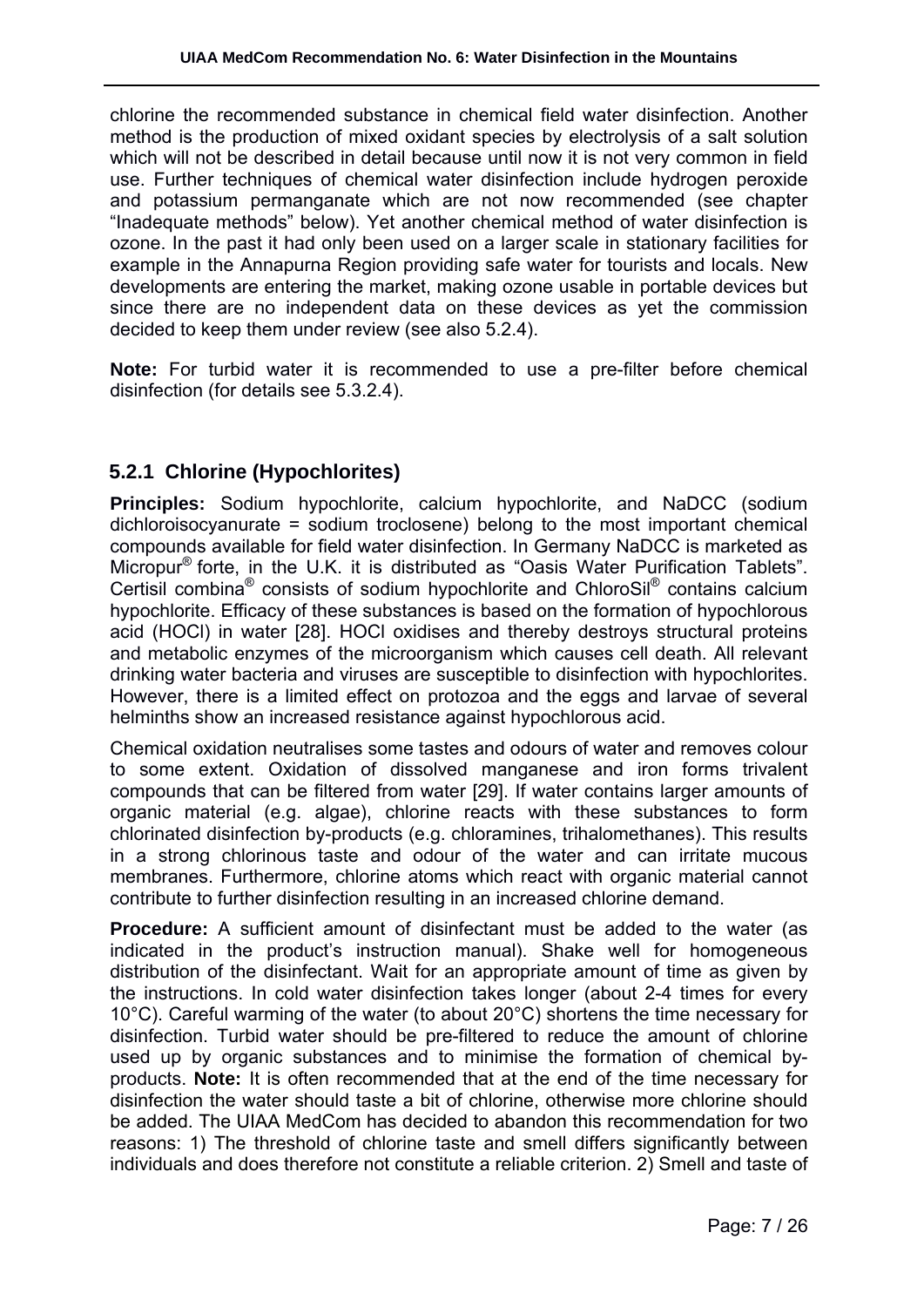chlorine the recommended substance in chemical field water disinfection. Another method is the production of mixed oxidant species by electrolysis of a salt solution which will not be described in detail because until now it is not very common in field use. Further techniques of chemical water disinfection include hydrogen peroxide and potassium permanganate which are not now recommended (see chapter "Inadequate methods" below). Yet another chemical method of water disinfection is ozone. In the past it had only been used on a larger scale in stationary facilities for example in the Annapurna Region providing safe water for tourists and locals. New developments are entering the market, making ozone usable in portable devices but since there are no independent data on these devices as yet the commission decided to keep them under review (see also 5.2.4).

**Note:** For turbid water it is recommended to use a pre-filter before chemical disinfection (for details see 5.3.2.4).

### 5.2.1 Chlorine (Hypochlorites)

**Principles:** Sodium hypochlorite, calcium hypochlorite, and NaDCC (sodium dichloroisocyanurate = sodium troclosene) belong to the most important chemical compounds available for field water disinfection. In Germany NaDCC is marketed as Micropur® forte, in the U.K. it is distributed as "Oasis Water Purification Tablets". Certisil combina® consists of sodium hypochlorite and ChloroSil® contains calcium hypochlorite. Efficacy of these substances is based on the formation of hypochlorous acid (HOCl) in water [28]. HOCl oxidises and thereby destroys structural proteins and metabolic enzymes of the microorganism which causes cell death. All relevant drinking water bacteria and viruses are susceptible to disinfection with hypochlorites. However, there is a limited effect on protozoa and the eggs and larvae of several helminths show an increased resistance against hypochlorous acid.

Chemical oxidation neutralises some tastes and odours of water and removes colour to some extent. Oxidation of dissolved manganese and iron forms trivalent compounds that can be filtered from water [29]. If water contains larger amounts of organic material (e.g. algae), chlorine reacts with these substances to form chlorinated disinfection by-products (e.g. chloramines, trihalomethanes). This results in a strong chlorinous taste and odour of the water and can irritate mucous membranes. Furthermore, chlorine atoms which react with organic material cannot contribute to further disinfection resulting in an increased chlorine demand.

**Procedure:** A sufficient amount of disinfectant must be added to the water (as indicated in the product's instruction manual). Shake well for homogeneous distribution of the disinfectant. Wait for an appropriate amount of time as given by the instructions. In cold water disinfection takes longer (about 2-4 times for every 10°C). Careful warming of the water (to about 20°C) shortens the time necessary for disinfection. Turbid water should be pre-filtered to reduce the amount of chlorine used up by organic substances and to minimise the formation of chemical by-products. **Note:** It is often recommended that at the end of the time necessary for disinfection the water should taste a bit of chlorine, otherwise more chlorine should be added. The UIAA MedCom has decided to abandon this recommendation for two reasons: 1) The threshold of chlorine taste and smell differs significantly between individuals and does therefore not constitute a reliable criterion. 2) Smell and taste of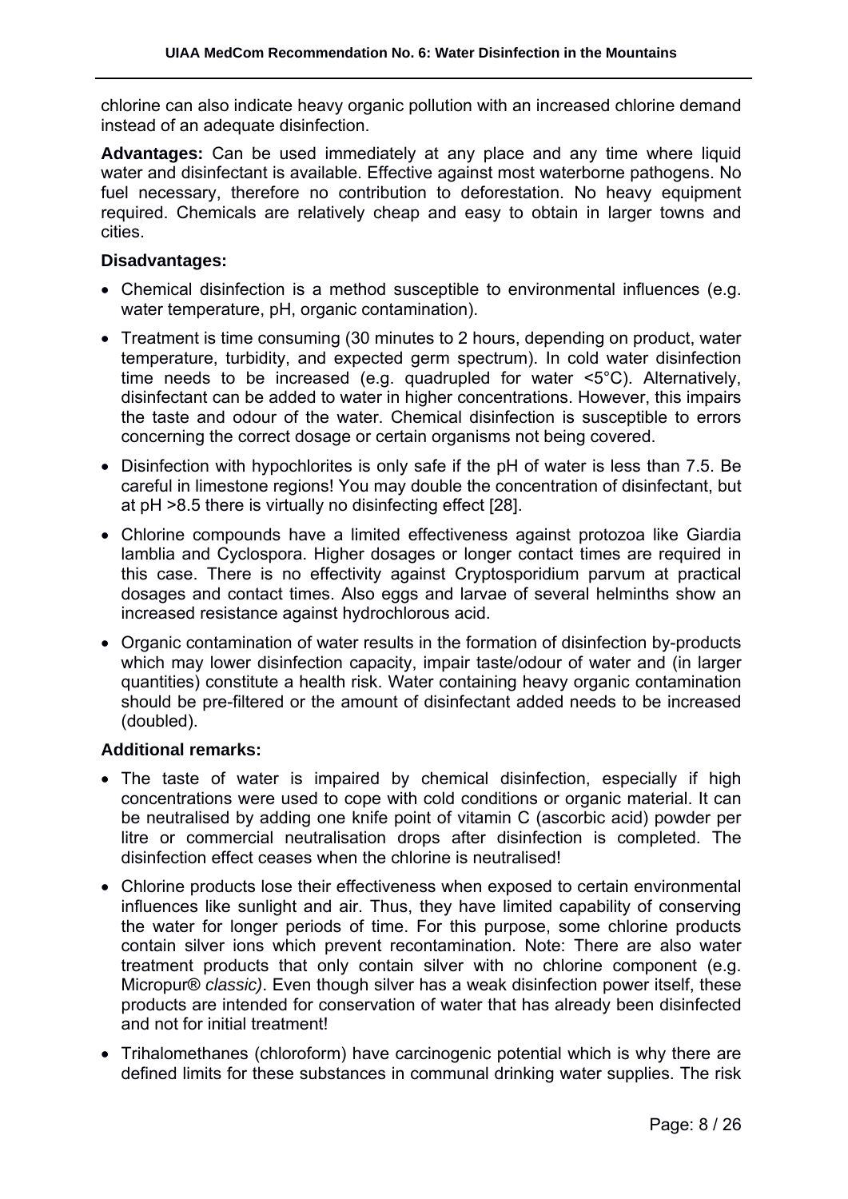chlorine can also indicate heavy organic pollution with an increased chlorine demand instead of an adequate disinfection.

**Advantages:** Can be used immediately at any place and any time where liquid water and disinfectant is available. Effective against most waterborne pathogens. No fuel necessary, therefore no contribution to deforestation. No heavy equipment required. Chemicals are relatively cheap and easy to obtain in larger towns and cities.

**Disadvantages:**

- Chemical disinfection is a method susceptible to environmental influences (e.g. water temperature, pH, organic contamination).
- Treatment is time consuming (30 minutes to 2 hours, depending on product, water temperature, turbidity, and expected germ spectrum). In cold water disinfection time needs to be increased (e.g. quadrupled for water <5°C). Alternatively, disinfectant can be added to water in higher concentrations. However, this impairs the taste and odour of the water. Chemical disinfection is susceptible to errors concerning the correct dosage or certain organisms not being covered.
- Disinfection with hypochlorites is only safe if the pH of water is less than 7.5. Be careful in limestone regions! You may double the concentration of disinfectant, but at pH >8.5 there is virtually no disinfecting effect [28].
- Chlorine compounds have a limited effectiveness against protozoa like Giardia lamblia and Cyclospora. Higher dosages or longer contact times are required in this case. There is no effectivity against Cryptosporidium parvum at practical dosages and contact times. Also eggs and larvae of several helminths show an increased resistance against hydrochlorous acid.
- Organic contamination of water results in the formation of disinfection by-products which may lower disinfection capacity, impair taste/odour of water and (in larger quantities) constitute a health risk. Water containing heavy organic contamination should be pre-filtered or the amount of disinfectant added needs to be increased (doubled).

**Additional remarks:**

- The taste of water is impaired by chemical disinfection, especially if high concentrations were used to cope with cold conditions or organic material. It can be neutralised by adding one knife point of vitamin C (ascorbic acid) powder per litre or commercial neutralisation drops after disinfection is completed. The disinfection effect ceases when the chlorine is neutralised!
- Chlorine products lose their effectiveness when exposed to certain environmental influences like sunlight and air. Thus, they have limited capability of conserving the water for longer periods of time. For this purpose, some chlorine products contain silver ions which prevent recontamination. Note: There are also water treatment products that only contain silver with no chlorine component (e.g. Micropur® *classic)*. Even though silver has a weak disinfection power itself, these products are intended for conservation of water that has already been disinfected and not for initial treatment!
- Trihalomethanes (chloroform) have carcinogenic potential which is why there are defined limits for these substances in communal drinking water supplies. The risk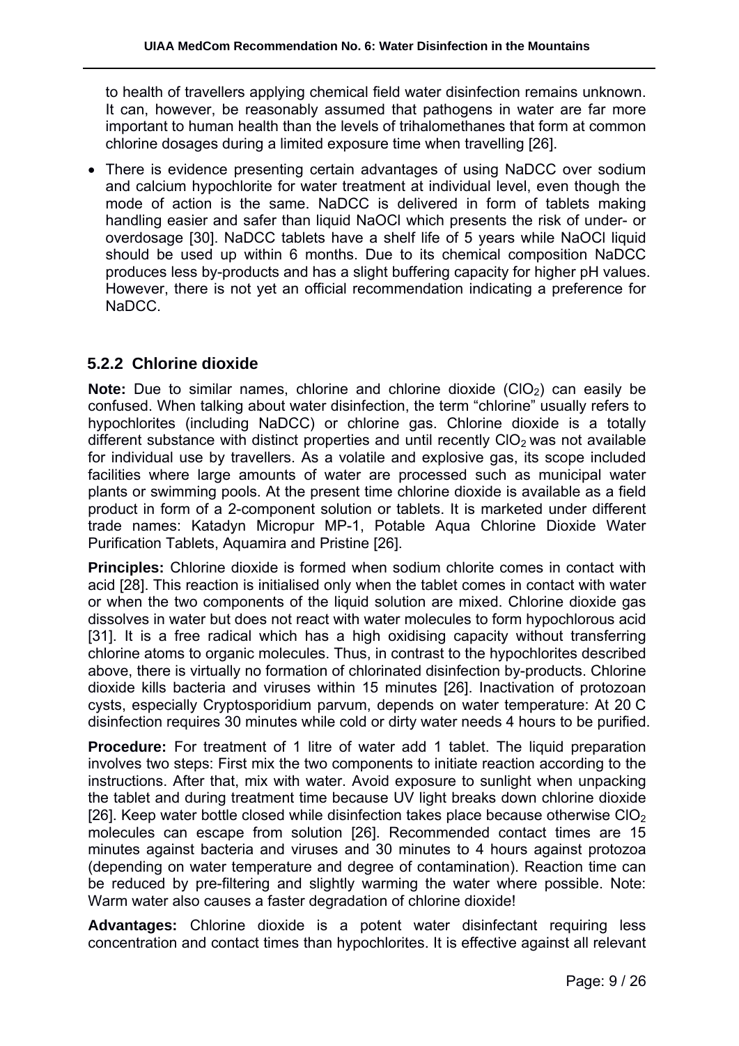to health of travellers applying chemical field water disinfection remains unknown. It can, however, be reasonably assumed that pathogens in water are far more important to human health than the levels of trihalomethanes that form at common chlorine dosages during a limited exposure time when travelling [26].

- There is evidence presenting certain advantages of using NaDCC over sodium and calcium hypochlorite for water treatment at individual level, even though the mode of action is the same. NaDCC is delivered in form of tablets making handling easier and safer than liquid NaOCl which presents the risk of under- or overdosage [30]. NaDCC tablets have a shelf life of 5 years while NaOCl liquid should be used up within 6 months. Due to its chemical composition NaDCC produces less by-products and has a slight buffering capacity for higher pH values. However, there is not yet an official recommendation indicating a preference for NaDCC.

### 5.2.2 Chlorine dioxide

**Note:** Due to similar names, chlorine and chlorine dioxide ($ClO_2$) can easily be confused. When talking about water disinfection, the term "chlorine" usually refers to hypochlorites (including NaDCC) or chlorine gas. Chlorine dioxide is a totally different substance with distinct properties and until recently $ClO_2$ was not available for individual use by travellers. As a volatile and explosive gas, its scope included facilities where large amounts of water are processed such as municipal water plants or swimming pools. At the present time chlorine dioxide is available as a field product in form of a 2-component solution or tablets. It is marketed under different trade names: Katadyn Micropur MP-1, Potable Aqua Chlorine Dioxide Water Purification Tablets, Aquamira and Pristine [26].

**Principles:** Chlorine dioxide is formed when sodium chlorite comes in contact with acid [28]. This reaction is initialised only when the tablet comes in contact with water or when the two components of the liquid solution are mixed. Chlorine dioxide gas dissolves in water but does not react with water molecules to form hypochlorous acid [31]. It is a free radical which has a high oxidising capacity without transferring chlorine atoms to organic molecules. Thus, in contrast to the hypochlorites described above, there is virtually no formation of chlorinated disinfection by-products. Chlorine dioxide kills bacteria and viruses within 15 minutes [26]. Inactivation of protozoan cysts, especially Cryptosporidium parvum, depends on water temperature: At 20 C disinfection requires 30 minutes while cold or dirty water needs 4 hours to be purified.

**Procedure:** For treatment of 1 litre of water add 1 tablet. The liquid preparation involves two steps: First mix the two components to initiate reaction according to the instructions. After that, mix with water. Avoid exposure to sunlight when unpacking the tablet and during treatment time because UV light breaks down chlorine dioxide [26]. Keep water bottle closed while disinfection takes place because otherwise $ClO_2$ molecules can escape from solution [26]. Recommended contact times are 15 minutes against bacteria and viruses and 30 minutes to 4 hours against protozoa (depending on water temperature and degree of contamination). Reaction time can be reduced by pre-filtering and slightly warming the water where possible. Note: Warm water also causes a faster degradation of chlorine dioxide!

**Advantages:** Chlorine dioxide is a potent water disinfectant requiring less concentration and contact times than hypochlorites. It is effective against all relevant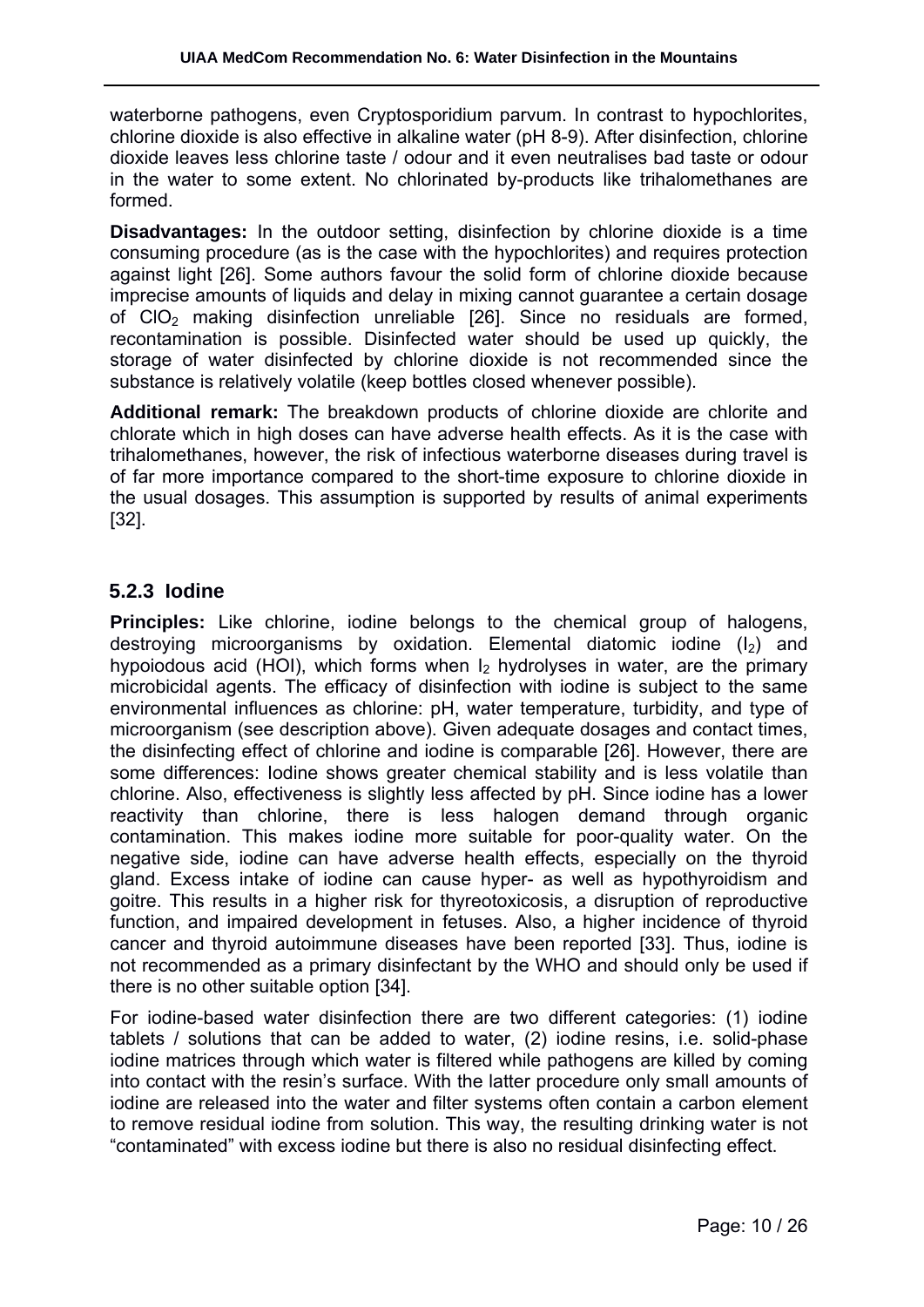waterborne pathogens, even Cryptosporidium parvum. In contrast to hypochlorites, chlorine dioxide is also effective in alkaline water (pH 8-9). After disinfection, chlorine dioxide leaves less chlorine taste / odour and it even neutralises bad taste or odour in the water to some extent. No chlorinated by-products like trihalomethanes are formed.

**Disadvantages:** In the outdoor setting, disinfection by chlorine dioxide is a time consuming procedure (as is the case with the hypochlorites) and requires protection against light [26]. Some authors favour the solid form of chlorine dioxide because imprecise amounts of liquids and delay in mixing cannot guarantee a certain dosage of $ClO_2$ making disinfection unreliable [26]. Since no residuals are formed, recontamination is possible. Disinfected water should be used up quickly, the storage of water disinfected by chlorine dioxide is not recommended since the substance is relatively volatile (keep bottles closed whenever possible).

**Additional remark:** The breakdown products of chlorine dioxide are chlorite and chlorate which in high doses can have adverse health effects. As it is the case with trihalomethanes, however, the risk of infectious waterborne diseases during travel is of far more importance compared to the short-time exposure to chlorine dioxide in the usual dosages. This assumption is supported by results of animal experiments [32].

### 5.2.3 Iodine

**Principles:** Like chlorine, iodine belongs to the chemical group of halogens, destroying microorganisms by oxidation. Elemental diatomic iodine ($I_2$) and hypoiodous acid (HOI), which forms when $I_2$ hydrolyses in water, are the primary microbicidal agents. The efficacy of disinfection with iodine is subject to the same environmental influences as chlorine: pH, water temperature, turbidity, and type of microorganism (see description above). Given adequate dosages and contact times, the disinfecting effect of chlorine and iodine is comparable [26]. However, there are some differences: Iodine shows greater chemical stability and is less volatile than chlorine. Also, effectiveness is slightly less affected by pH. Since iodine has a lower reactivity than chlorine, there is less halogen demand through organic contamination. This makes iodine more suitable for poor-quality water. On the negative side, iodine can have adverse health effects, especially on the thyroid gland. Excess intake of iodine can cause hyper- as well as hypothyroidism and goitre. This results in a higher risk for thyreotoxicosis, a disruption of reproductive function, and impaired development in fetuses. Also, a higher incidence of thyroid cancer and thyroid autoimmune diseases have been reported [33]. Thus, iodine is not recommended as a primary disinfectant by the WHO and should only be used if there is no other suitable option [34].

For iodine-based water disinfection there are two different categories: (1) iodine tablets / solutions that can be added to water, (2) iodine resins, i.e. solid-phase iodine matrices through which water is filtered while pathogens are killed by coming into contact with the resin's surface. With the latter procedure only small amounts of iodine are released into the water and filter systems often contain a carbon element to remove residual iodine from solution. This way, the resulting drinking water is not "contaminated" with excess iodine but there is also no residual disinfecting effect.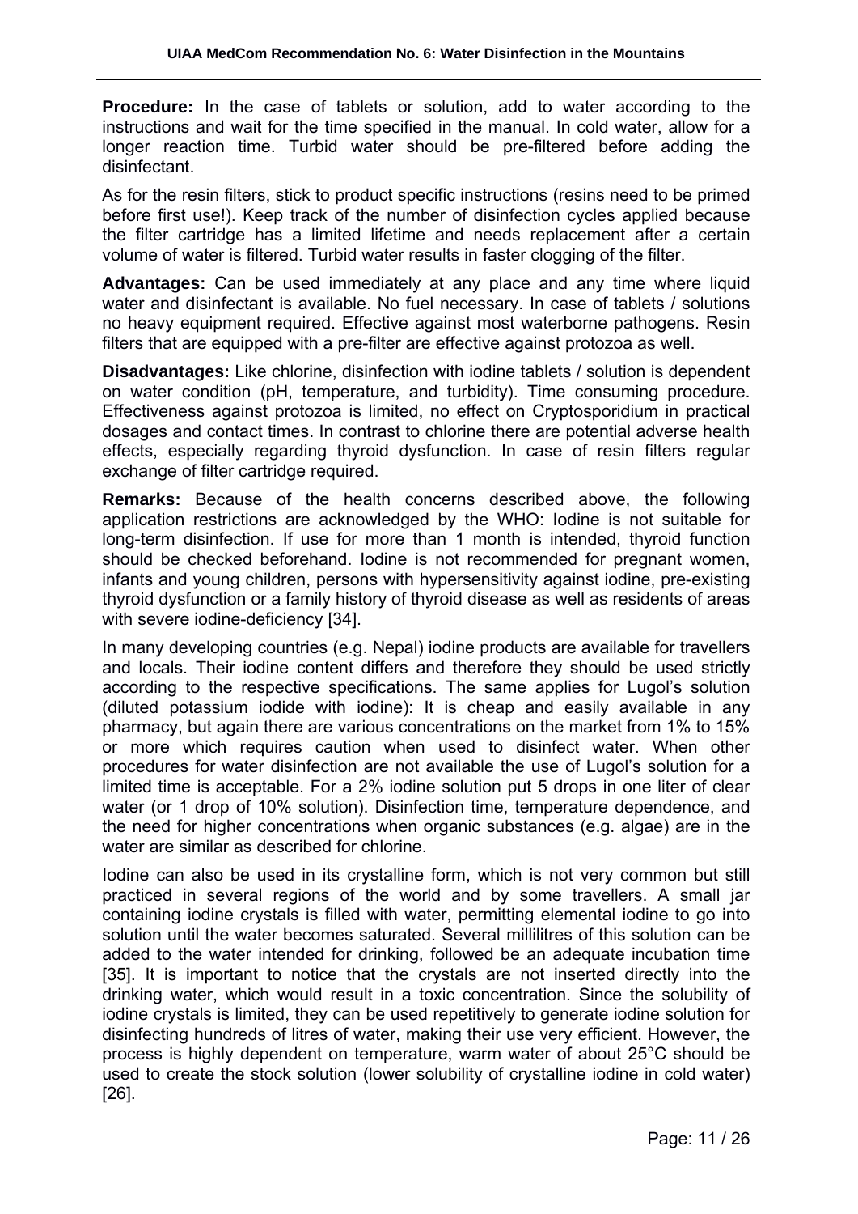**Procedure:** In the case of tablets or solution, add to water according to the instructions and wait for the time specified in the manual. In cold water, allow for a longer reaction time. Turbid water should be pre-filtered before adding the disinfectant.

As for the resin filters, stick to product specific instructions (resins need to be primed before first use!). Keep track of the number of disinfection cycles applied because the filter cartridge has a limited lifetime and needs replacement after a certain volume of water is filtered. Turbid water results in faster clogging of the filter.

**Advantages:** Can be used immediately at any place and any time where liquid water and disinfectant is available. No fuel necessary. In case of tablets / solutions no heavy equipment required. Effective against most waterborne pathogens. Resin filters that are equipped with a pre-filter are effective against protozoa as well.

**Disadvantages:** Like chlorine, disinfection with iodine tablets / solution is dependent on water condition (pH, temperature, and turbidity). Time consuming procedure. Effectiveness against protozoa is limited, no effect on Cryptosporidium in practical dosages and contact times. In contrast to chlorine there are potential adverse health effects, especially regarding thyroid dysfunction. In case of resin filters regular exchange of filter cartridge required.

**Remarks:** Because of the health concerns described above, the following application restrictions are acknowledged by the WHO: Iodine is not suitable for long-term disinfection. If use for more than 1 month is intended, thyroid function should be checked beforehand. Iodine is not recommended for pregnant women, infants and young children, persons with hypersensitivity against iodine, pre-existing thyroid dysfunction or a family history of thyroid disease as well as residents of areas with severe iodine-deficiency [34].

In many developing countries (e.g. Nepal) iodine products are available for travellers and locals. Their iodine content differs and therefore they should be used strictly according to the respective specifications. The same applies for Lugol's solution (diluted potassium iodide with iodine): It is cheap and easily available in any pharmacy, but again there are various concentrations on the market from 1% to 15% or more which requires caution when used to disinfect water. When other procedures for water disinfection are not available the use of Lugol's solution for a limited time is acceptable. For a 2% iodine solution put 5 drops in one liter of clear water (or 1 drop of 10% solution). Disinfection time, temperature dependence, and the need for higher concentrations when organic substances (e.g. algae) are in the water are similar as described for chlorine.

Iodine can also be used in its crystalline form, which is not very common but still practiced in several regions of the world and by some travellers. A small jar containing iodine crystals is filled with water, permitting elemental iodine to go into solution until the water becomes saturated. Several millilitres of this solution can be added to the water intended for drinking, followed be an adequate incubation time [35]. It is important to notice that the crystals are not inserted directly into the drinking water, which would result in a toxic concentration. Since the solubility of iodine crystals is limited, they can be used repetitively to generate iodine solution for disinfecting hundreds of litres of water, making their use very efficient. However, the process is highly dependent on temperature, warm water of about 25°C should be used to create the stock solution (lower solubility of crystalline iodine in cold water) [26].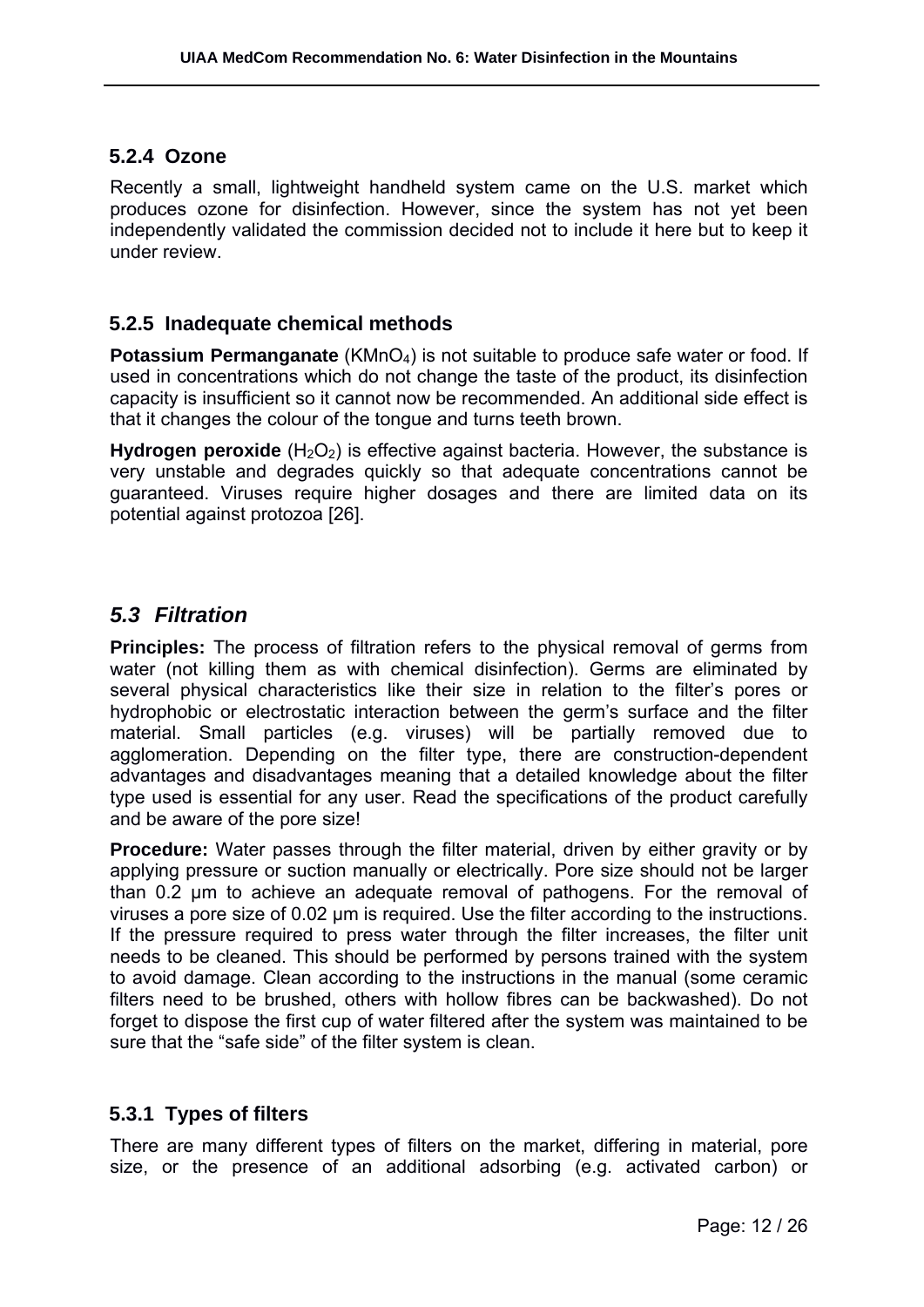### 5.2.4 Ozone

Recently a small, lightweight handheld system came on the U.S. market which produces ozone for disinfection. However, since the system has not yet been independently validated the commission decided not to include it here but to keep it under review.

### 5.2.5 Inadequate chemical methods

**Potassium Permanganate** ($KMnO_4$) is not suitable to produce safe water or food. If used in concentrations which do not change the taste of the product, its disinfection capacity is insufficient so it cannot now be recommended. An additional side effect is that it changes the colour of the tongue and turns teeth brown.

**Hydrogen peroxide** ($H_2O_2$) is effective against bacteria. However, the substance is very unstable and degrades quickly so that adequate concentrations cannot be guaranteed. Viruses require higher dosages and there are limited data on its potential against protozoa [26].

## *5.3 Filtration*

**Principles:** The process of filtration refers to the physical removal of germs from water (not killing them as with chemical disinfection). Germs are eliminated by several physical characteristics like their size in relation to the filter's pores or hydrophobic or electrostatic interaction between the germ's surface and the filter material. Small particles (e.g. viruses) will be partially removed due to agglomeration. Depending on the filter type, there are construction-dependent advantages and disadvantages meaning that a detailed knowledge about the filter type used is essential for any user. Read the specifications of the product carefully and be aware of the pore size!

**Procedure:** Water passes through the filter material, driven by either gravity or by applying pressure or suction manually or electrically. Pore size should not be larger than 0.2 µm to achieve an adequate removal of pathogens. For the removal of viruses a pore size of 0.02 µm is required. Use the filter according to the instructions. If the pressure required to press water through the filter increases, the filter unit needs to be cleaned. This should be performed by persons trained with the system to avoid damage. Clean according to the instructions in the manual (some ceramic filters need to be brushed, others with hollow fibres can be backwashed). Do not forget to dispose the first cup of water filtered after the system was maintained to be sure that the "safe side" of the filter system is clean.

### 5.3.1 Types of filters

There are many different types of filters on the market, differing in material, pore size, or the presence of an additional adsorbing (e.g. activated carbon) or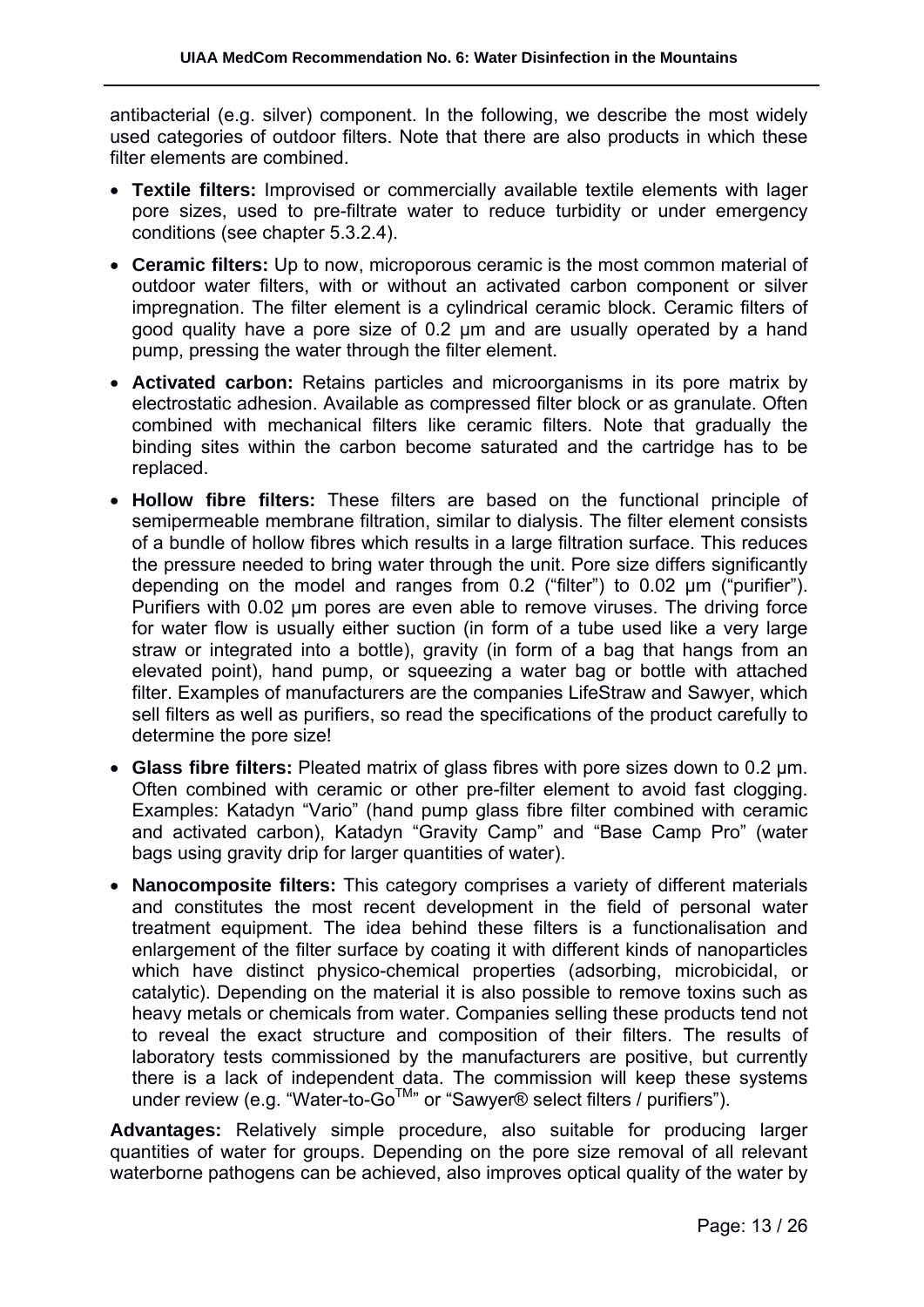antibacterial (e.g. silver) component. In the following, we describe the most widely used categories of outdoor filters. Note that there are also products in which these filter elements are combined.

- **Textile filters:** Improvised or commercially available textile elements with lager pore sizes, used to pre-filtrate water to reduce turbidity or under emergency conditions (see chapter 5.3.2.4).
- **Ceramic filters:** Up to now, microporous ceramic is the most common material of outdoor water filters, with or without an activated carbon component or silver impregnation. The filter element is a cylindrical ceramic block. Ceramic filters of good quality have a pore size of 0.2 µm and are usually operated by a hand pump, pressing the water through the filter element.
- **Activated carbon:** Retains particles and microorganisms in its pore matrix by electrostatic adhesion. Available as compressed filter block or as granulate. Often combined with mechanical filters like ceramic filters. Note that gradually the binding sites within the carbon become saturated and the cartridge has to be replaced.
- **Hollow fibre filters:** These filters are based on the functional principle of semipermeable membrane filtration, similar to dialysis. The filter element consists of a bundle of hollow fibres which results in a large filtration surface. This reduces the pressure needed to bring water through the unit. Pore size differs significantly depending on the model and ranges from 0.2 ("filter") to 0.02 µm ("purifier"). Purifiers with 0.02 µm pores are even able to remove viruses. The driving force for water flow is usually either suction (in form of a tube used like a very large straw or integrated into a bottle), gravity (in form of a bag that hangs from an elevated point), hand pump, or squeezing a water bag or bottle with attached filter. Examples of manufacturers are the companies LifeStraw and Sawyer, which sell filters as well as purifiers, so read the specifications of the product carefully to determine the pore size!
- **Glass fibre filters:** Pleated matrix of glass fibres with pore sizes down to 0.2 µm. Often combined with ceramic or other pre-filter element to avoid fast clogging. Examples: Katadyn "Vario" (hand pump glass fibre filter combined with ceramic and activated carbon), Katadyn "Gravity Camp" and "Base Camp Pro" (water bags using gravity drip for larger quantities of water).
- **Nanocomposite filters:** This category comprises a variety of different materials and constitutes the most recent development in the field of personal water treatment equipment. The idea behind these filters is a functionalisation and enlargement of the filter surface by coating it with different kinds of nanoparticles which have distinct physico-chemical properties (adsorbing, microbicidal, or catalytic). Depending on the material it is also possible to remove toxins such as heavy metals or chemicals from water. Companies selling these products tend not to reveal the exact structure and composition of their filters. The results of laboratory tests commissioned by the manufacturers are positive, but currently there is a lack of independent data. The commission will keep these systems under review (e.g. "Water-to-Go™" or "Sawyer® select filters / purifiers").

**Advantages:** Relatively simple procedure, also suitable for producing larger quantities of water for groups. Depending on the pore size removal of all relevant waterborne pathogens can be achieved, also improves optical quality of the water by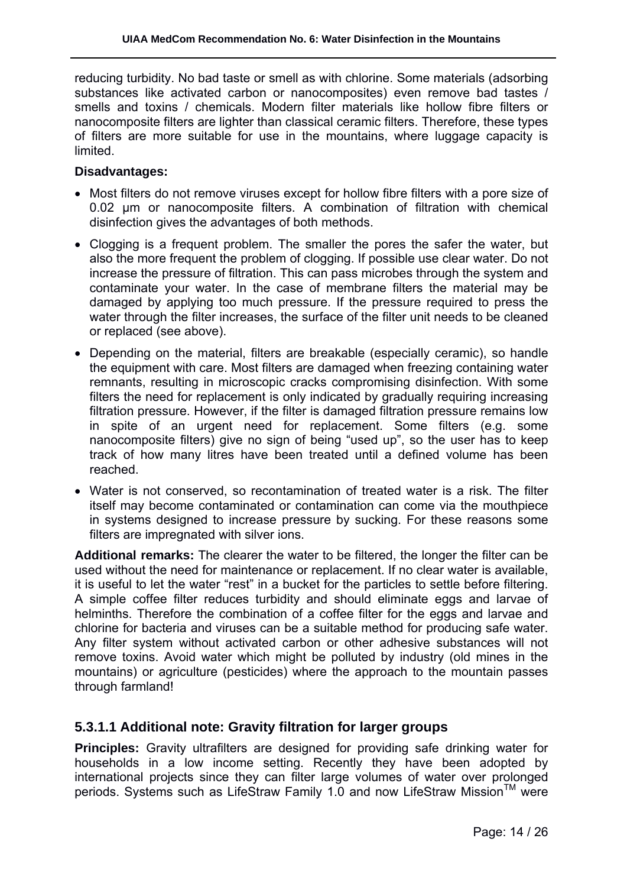reducing turbidity. No bad taste or smell as with chlorine. Some materials (adsorbing substances like activated carbon or nanocomposites) even remove bad tastes / smells and toxins / chemicals. Modern filter materials like hollow fibre filters or nanocomposite filters are lighter than classical ceramic filters. Therefore, these types of filters are more suitable for use in the mountains, where luggage capacity is limited.

**Disadvantages:**

- Most filters do not remove viruses except for hollow fibre filters with a pore size of 0.02 µm or nanocomposite filters. A combination of filtration with chemical disinfection gives the advantages of both methods.
- Clogging is a frequent problem. The smaller the pores the safer the water, but also the more frequent the problem of clogging. If possible use clear water. Do not increase the pressure of filtration. This can pass microbes through the system and contaminate your water. In the case of membrane filters the material may be damaged by applying too much pressure. If the pressure required to press the water through the filter increases, the surface of the filter unit needs to be cleaned or replaced (see above).
- Depending on the material, filters are breakable (especially ceramic), so handle the equipment with care. Most filters are damaged when freezing containing water remnants, resulting in microscopic cracks compromising disinfection. With some filters the need for replacement is only indicated by gradually requiring increasing filtration pressure. However, if the filter is damaged filtration pressure remains low in spite of an urgent need for replacement. Some filters (e.g. some nanocomposite filters) give no sign of being "used up", so the user has to keep track of how many litres have been treated until a defined volume has been reached.
- Water is not conserved, so recontamination of treated water is a risk. The filter itself may become contaminated or contamination can come via the mouthpiece in systems designed to increase pressure by sucking. For these reasons some filters are impregnated with silver ions.

**Additional remarks:** The clearer the water to be filtered, the longer the filter can be used without the need for maintenance or replacement. If no clear water is available, it is useful to let the water "rest" in a bucket for the particles to settle before filtering. A simple coffee filter reduces turbidity and should eliminate eggs and larvae of helminths. Therefore the combination of a coffee filter for the eggs and larvae and chlorine for bacteria and viruses can be a suitable method for producing safe water. Any filter system without activated carbon or other adhesive substances will not remove toxins. Avoid water which might be polluted by industry (old mines in the mountains) or agriculture (pesticides) where the approach to the mountain passes through farmland!

### 5.3.1.1 Additional note: Gravity filtration for larger groups

**Principles:** Gravity ultrafilters are designed for providing safe drinking water for households in a low income setting. Recently they have been adopted by international projects since they can filter large volumes of water over prolonged periods. Systems such as LifeStraw Family 1.0 and now LifeStraw Mission™ were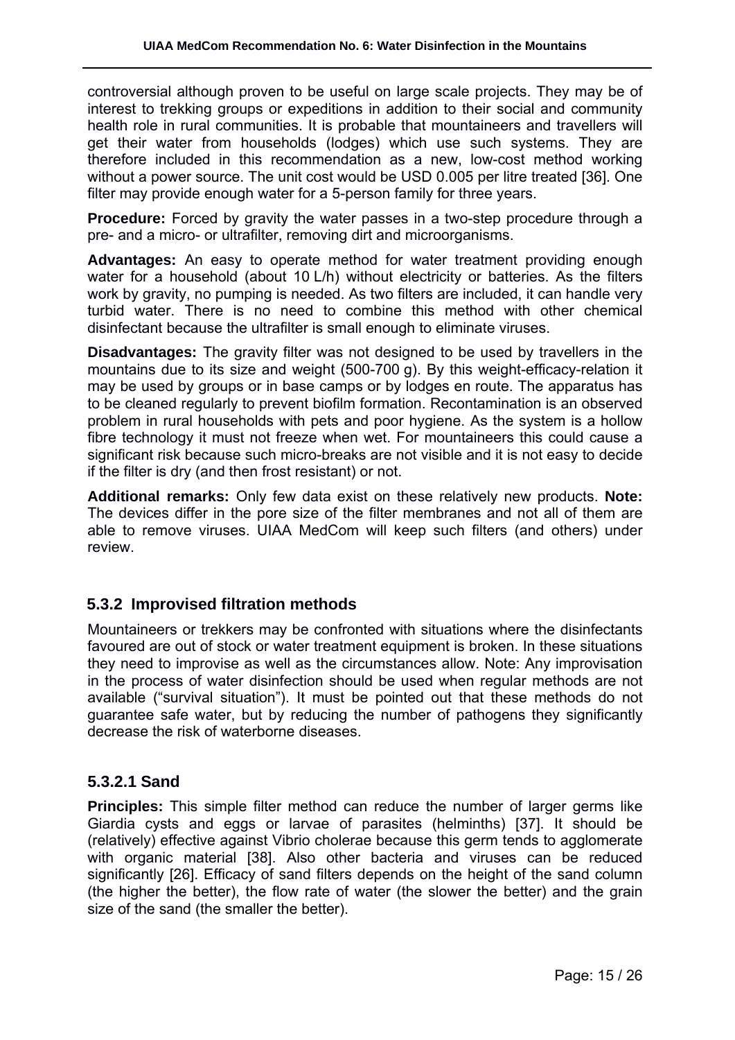controversial although proven to be useful on large scale projects. They may be of interest to trekking groups or expeditions in addition to their social and community health role in rural communities. It is probable that mountaineers and travellers will get their water from households (lodges) which use such systems. They are therefore included in this recommendation as a new, low-cost method working without a power source. The unit cost would be USD 0.005 per litre treated [36]. One filter may provide enough water for a 5-person family for three years.

**Procedure:** Forced by gravity the water passes in a two-step procedure through a pre- and a micro- or ultrafilter, removing dirt and microorganisms.

**Advantages:** An easy to operate method for water treatment providing enough water for a household (about 10 L/h) without electricity or batteries. As the filters work by gravity, no pumping is needed. As two filters are included, it can handle very turbid water. There is no need to combine this method with other chemical disinfectant because the ultrafilter is small enough to eliminate viruses.

**Disadvantages:** The gravity filter was not designed to be used by travellers in the mountains due to its size and weight (500-700 g). By this weight-efficacy-relation it may be used by groups or in base camps or by lodges en route. The apparatus has to be cleaned regularly to prevent biofilm formation. Recontamination is an observed problem in rural households with pets and poor hygiene. As the system is a hollow fibre technology it must not freeze when wet. For mountaineers this could cause a significant risk because such micro-breaks are not visible and it is not easy to decide if the filter is dry (and then frost resistant) or not.

**Additional remarks:** Only few data exist on these relatively new products. **Note:** The devices differ in the pore size of the filter membranes and not all of them are able to remove viruses. UIAA MedCom will keep such filters (and others) under review.

### 5.3.2 Improvised filtration methods

Mountaineers or trekkers may be confronted with situations where the disinfectants favoured are out of stock or water treatment equipment is broken. In these situations they need to improvise as well as the circumstances allow. Note: Any improvisation in the process of water disinfection should be used when regular methods are not available ("survival situation"). It must be pointed out that these methods do not guarantee safe water, but by reducing the number of pathogens they significantly decrease the risk of waterborne diseases.

#### 5.3.2.1 Sand

**Principles:** This simple filter method can reduce the number of larger germs like Giardia cysts and eggs or larvae of parasites (helminths) [37]. It should be (relatively) effective against Vibrio cholerae because this germ tends to agglomerate with organic material [38]. Also other bacteria and viruses can be reduced significantly [26]. Efficacy of sand filters depends on the height of the sand column (the higher the better), the flow rate of water (the slower the better) and the grain size of the sand (the smaller the better).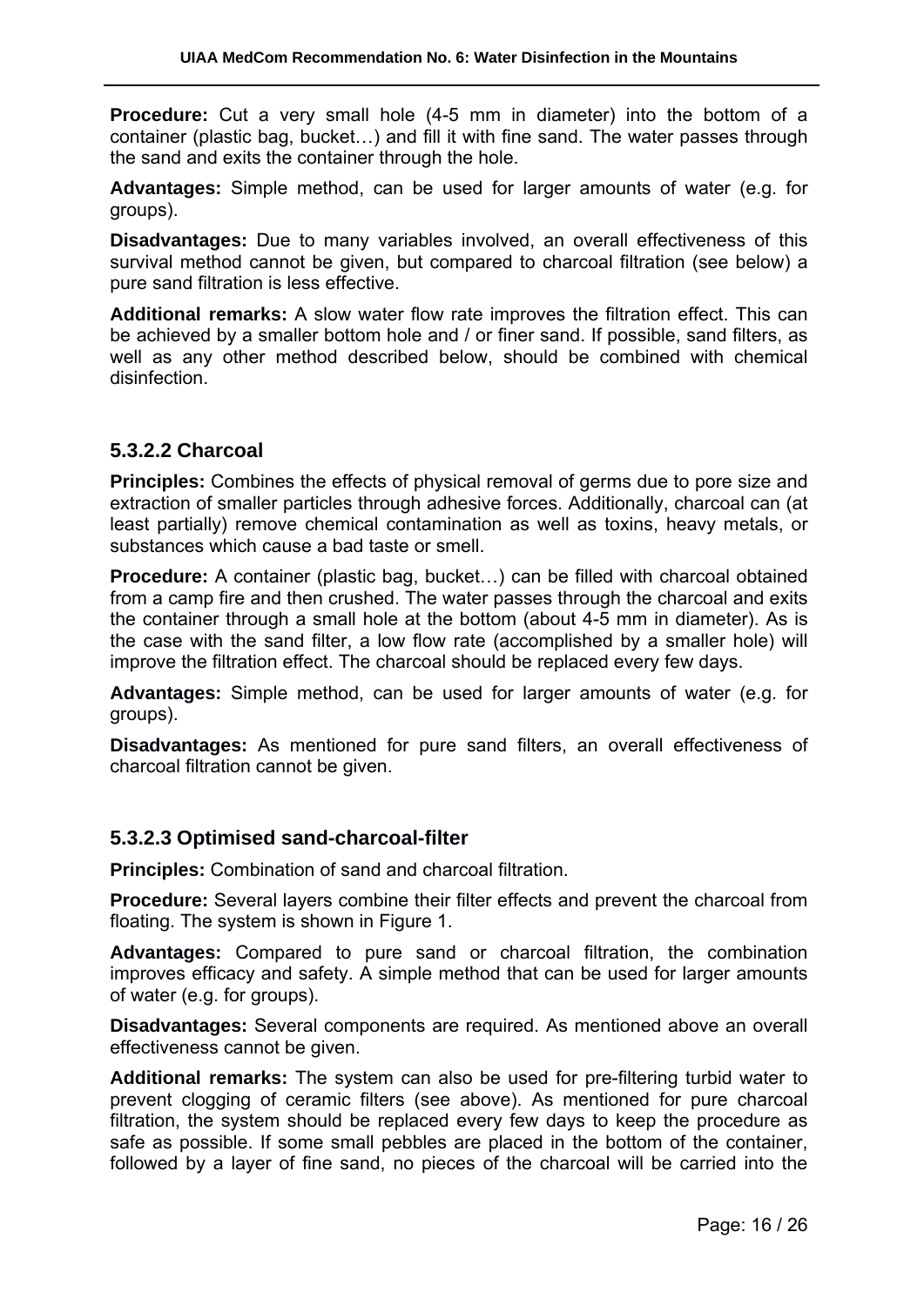**Procedure:** Cut a very small hole (4-5 mm in diameter) into the bottom of a container (plastic bag, bucket…) and fill it with fine sand. The water passes through the sand and exits the container through the hole.

**Advantages:** Simple method, can be used for larger amounts of water (e.g. for groups).

**Disadvantages:** Due to many variables involved, an overall effectiveness of this survival method cannot be given, but compared to charcoal filtration (see below) a pure sand filtration is less effective.

**Additional remarks:** A slow water flow rate improves the filtration effect. This can be achieved by a smaller bottom hole and / or finer sand. If possible, sand filters, as well as any other method described below, should be combined with chemical disinfection.

### 5.3.2.2 Charcoal

**Principles:** Combines the effects of physical removal of germs due to pore size and extraction of smaller particles through adhesive forces. Additionally, charcoal can (at least partially) remove chemical contamination as well as toxins, heavy metals, or substances which cause a bad taste or smell.

**Procedure:** A container (plastic bag, bucket…) can be filled with charcoal obtained from a camp fire and then crushed. The water passes through the charcoal and exits the container through a small hole at the bottom (about 4-5 mm in diameter). As is the case with the sand filter, a low flow rate (accomplished by a smaller hole) will improve the filtration effect. The charcoal should be replaced every few days.

**Advantages:** Simple method, can be used for larger amounts of water (e.g. for groups).

**Disadvantages:** As mentioned for pure sand filters, an overall effectiveness of charcoal filtration cannot be given.

### 5.3.2.3 Optimised sand-charcoal-filter

**Principles:** Combination of sand and charcoal filtration.

**Procedure:** Several layers combine their filter effects and prevent the charcoal from floating. The system is shown in Figure 1.

**Advantages:** Compared to pure sand or charcoal filtration, the combination improves efficacy and safety. A simple method that can be used for larger amounts of water (e.g. for groups).

**Disadvantages:** Several components are required. As mentioned above an overall effectiveness cannot be given.

**Additional remarks:** The system can also be used for pre-filtering turbid water to prevent clogging of ceramic filters (see above). As mentioned for pure charcoal filtration, the system should be replaced every few days to keep the procedure as safe as possible. If some small pebbles are placed in the bottom of the container, followed by a layer of fine sand, no pieces of the charcoal will be carried into the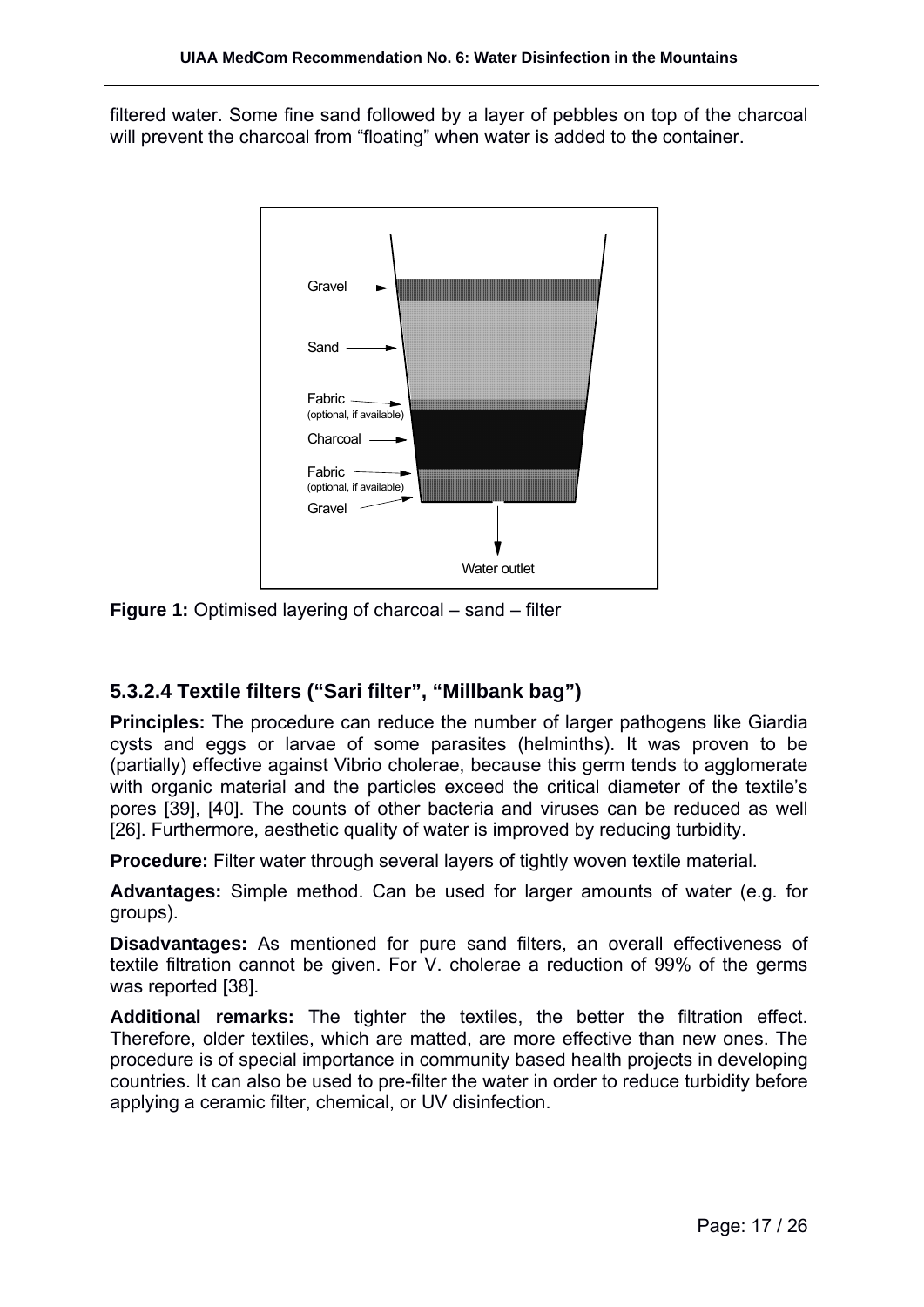filtered water. Some fine sand followed by a layer of pebbles on top of the charcoal will prevent the charcoal from "floating" when water is added to the container.

Gravel

Sand

Fabric
(optional, if available)

Charcoal

Fabric
(optional, if available)

Gravel

Water outlet

**Figure 1:** Optimised layering of charcoal – sand – filter

### 5.3.2.4 Textile filters ("Sari filter", "Millbank bag")

**Principles:** The procedure can reduce the number of larger pathogens like Giardia cysts and eggs or larvae of some parasites (helminths). It was proven to be (partially) effective against Vibrio cholerae, because this germ tends to agglomerate with organic material and the particles exceed the critical diameter of the textile's pores [39], [40]. The counts of other bacteria and viruses can be reduced as well [26]. Furthermore, aesthetic quality of water is improved by reducing turbidity.

**Procedure:** Filter water through several layers of tightly woven textile material.

**Advantages:** Simple method. Can be used for larger amounts of water (e.g. for groups).

**Disadvantages:** As mentioned for pure sand filters, an overall effectiveness of textile filtration cannot be given. For V. cholerae a reduction of 99% of the germs was reported [38].

**Additional remarks:** The tighter the textiles, the better the filtration effect. Therefore, older textiles, which are matted, are more effective than new ones. The procedure is of special importance in community based health projects in developing countries. It can also be used to pre-filter the water in order to reduce turbidity before applying a ceramic filter, chemical, or UV disinfection.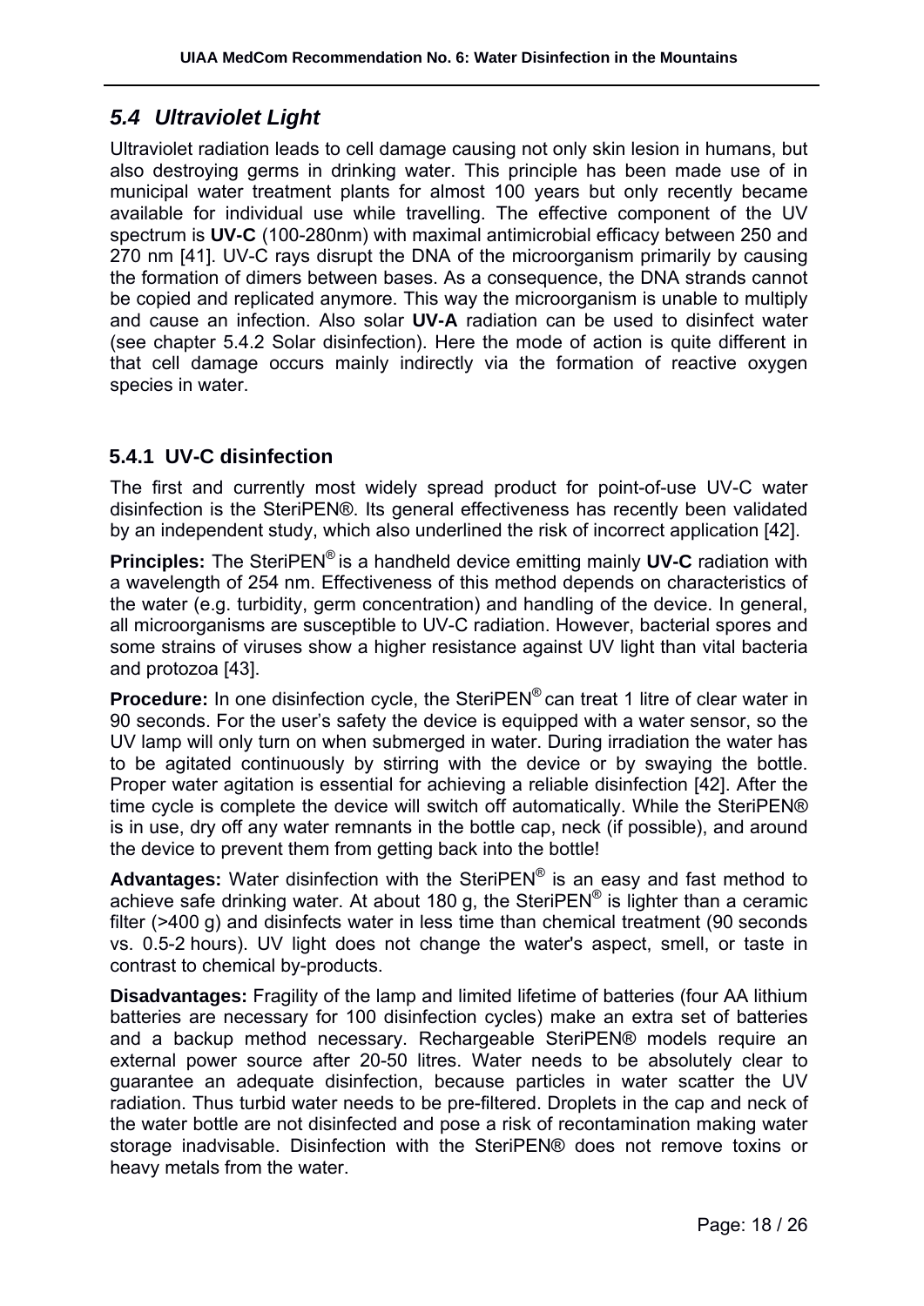## *5.4 Ultraviolet Light*

Ultraviolet radiation leads to cell damage causing not only skin lesion in humans, but also destroying germs in drinking water. This principle has been made use of in municipal water treatment plants for almost 100 years but only recently became available for individual use while travelling. The effective component of the UV spectrum is **UV-C** (100-280nm) with maximal antimicrobial efficacy between 250 and 270 nm [41]. UV-C rays disrupt the DNA of the microorganism primarily by causing the formation of dimers between bases. As a consequence, the DNA strands cannot be copied and replicated anymore. This way the microorganism is unable to multiply and cause an infection. Also solar **UV-A** radiation can be used to disinfect water (see chapter 5.4.2 Solar disinfection). Here the mode of action is quite different in that cell damage occurs mainly indirectly via the formation of reactive oxygen species in water.

### 5.4.1 UV-C disinfection

The first and currently most widely spread product for point-of-use UV-C water disinfection is the SteriPEN®. Its general effectiveness has recently been validated by an independent study, which also underlined the risk of incorrect application [42].

**Principles:** The SteriPEN® is a handheld device emitting mainly **UV-C** radiation with a wavelength of 254 nm. Effectiveness of this method depends on characteristics of the water (e.g. turbidity, germ concentration) and handling of the device. In general, all microorganisms are susceptible to UV-C radiation. However, bacterial spores and some strains of viruses show a higher resistance against UV light than vital bacteria and protozoa [43].

**Procedure:** In one disinfection cycle, the SteriPEN® can treat 1 litre of clear water in 90 seconds. For the user's safety the device is equipped with a water sensor, so the UV lamp will only turn on when submerged in water. During irradiation the water has to be agitated continuously by stirring with the device or by swaying the bottle. Proper water agitation is essential for achieving a reliable disinfection [42]. After the time cycle is complete the device will switch off automatically. While the SteriPEN® is in use, dry off any water remnants in the bottle cap, neck (if possible), and around the device to prevent them from getting back into the bottle!

**Advantages:** Water disinfection with the SteriPEN® is an easy and fast method to achieve safe drinking water. At about 180 g, the SteriPEN® is lighter than a ceramic filter (>400 g) and disinfects water in less time than chemical treatment (90 seconds vs. 0.5-2 hours). UV light does not change the water's aspect, smell, or taste in contrast to chemical by-products.

**Disadvantages:** Fragility of the lamp and limited lifetime of batteries (four AA lithium batteries are necessary for 100 disinfection cycles) make an extra set of batteries and a backup method necessary. Rechargeable SteriPEN® models require an external power source after 20-50 litres. Water needs to be absolutely clear to guarantee an adequate disinfection, because particles in water scatter the UV radiation. Thus turbid water needs to be pre-filtered. Droplets in the cap and neck of the water bottle are not disinfected and pose a risk of recontamination making water storage inadvisable. Disinfection with the SteriPEN® does not remove toxins or heavy metals from the water.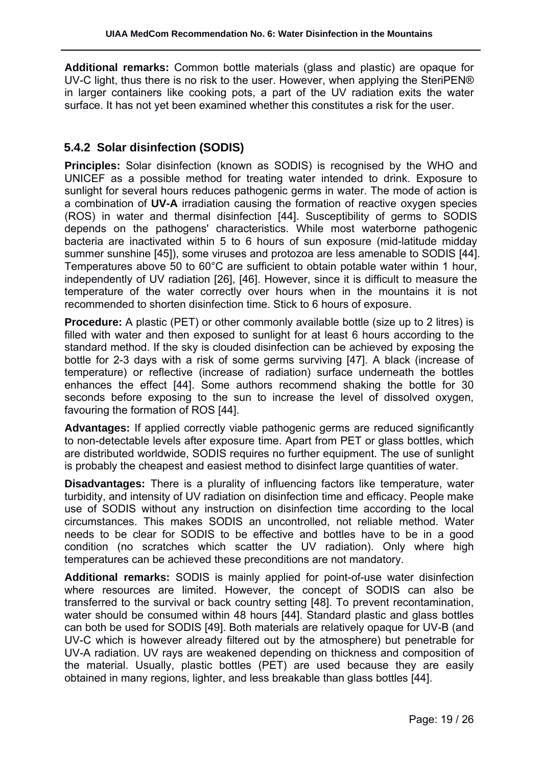**Additional remarks:** Common bottle materials (glass and plastic) are opaque for UV-C light, thus there is no risk to the user. However, when applying the SteriPEN® in larger containers like cooking pots, a part of the UV radiation exits the water surface. It has not yet been examined whether this constitutes a risk for the user.

### 5.4.2 Solar disinfection (SODIS)

**Principles:** Solar disinfection (known as SODIS) is recognised by the WHO and UNICEF as a possible method for treating water intended to drink. Exposure to sunlight for several hours reduces pathogenic germs in water. The mode of action is a combination of **UV-A** irradiation causing the formation of reactive oxygen species (ROS) in water and thermal disinfection [44]. Susceptibility of germs to SODIS depends on the pathogens' characteristics. While most waterborne pathogenic bacteria are inactivated within 5 to 6 hours of sun exposure (mid-latitude midday summer sunshine [45]), some viruses and protozoa are less amenable to SODIS [44]. Temperatures above 50 to 60°C are sufficient to obtain potable water within 1 hour, independently of UV radiation [26], [46]. However, since it is difficult to measure the temperature of the water correctly over hours when in the mountains it is not recommended to shorten disinfection time. Stick to 6 hours of exposure.

**Procedure:** A plastic (PET) or other commonly available bottle (size up to 2 litres) is filled with water and then exposed to sunlight for at least 6 hours according to the standard method. If the sky is clouded disinfection can be achieved by exposing the bottle for 2-3 days with a risk of some germs surviving [47]. A black (increase of temperature) or reflective (increase of radiation) surface underneath the bottles enhances the effect [44]. Some authors recommend shaking the bottle for 30 seconds before exposing to the sun to increase the level of dissolved oxygen, favouring the formation of ROS [44].

**Advantages:** If applied correctly viable pathogenic germs are reduced significantly to non-detectable levels after exposure time. Apart from PET or glass bottles, which are distributed worldwide, SODIS requires no further equipment. The use of sunlight is probably the cheapest and easiest method to disinfect large quantities of water.

**Disadvantages:** There is a plurality of influencing factors like temperature, water turbidity, and intensity of UV radiation on disinfection time and efficacy. People make use of SODIS without any instruction on disinfection time according to the local circumstances. This makes SODIS an uncontrolled, not reliable method. Water needs to be clear for SODIS to be effective and bottles have to be in a good condition (no scratches which scatter the UV radiation). Only where high temperatures can be achieved these preconditions are not mandatory.

**Additional remarks:** SODIS is mainly applied for point-of-use water disinfection where resources are limited. However, the concept of SODIS can also be transferred to the survival or back country setting [48]. To prevent recontamination, water should be consumed within 48 hours [44]. Standard plastic and glass bottles can both be used for SODIS [49]. Both materials are relatively opaque for UV-B (and UV-C which is however already filtered out by the atmosphere) but penetrable for UV-A radiation. UV rays are weakened depending on thickness and composition of the material. Usually, plastic bottles (PET) are used because they are easily obtained in many regions, lighter, and less breakable than glass bottles [44].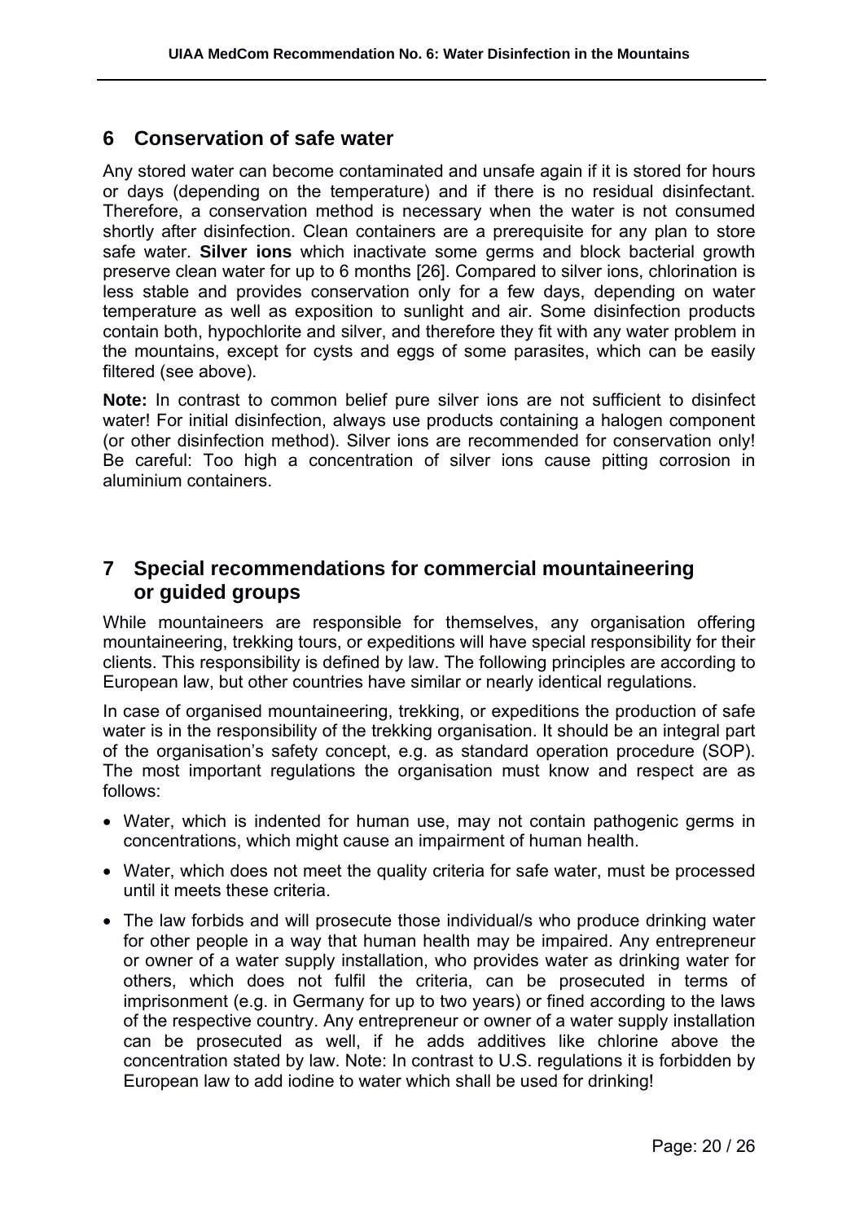## 6 Conservation of safe water

Any stored water can become contaminated and unsafe again if it is stored for hours or days (depending on the temperature) and if there is no residual disinfectant. Therefore, a conservation method is necessary when the water is not consumed shortly after disinfection. Clean containers are a prerequisite for any plan to store safe water. **Silver ions** which inactivate some germs and block bacterial growth preserve clean water for up to 6 months [26]. Compared to silver ions, chlorination is less stable and provides conservation only for a few days, depending on water temperature as well as exposition to sunlight and air. Some disinfection products contain both, hypochlorite and silver, and therefore they fit with any water problem in the mountains, except for cysts and eggs of some parasites, which can be easily filtered (see above).

**Note:** In contrast to common belief pure silver ions are not sufficient to disinfect water! For initial disinfection, always use products containing a halogen component (or other disinfection method). Silver ions are recommended for conservation only! Be careful: Too high a concentration of silver ions cause pitting corrosion in aluminium containers.

## 7 Special recommendations for commercial mountaineering or guided groups

While mountaineers are responsible for themselves, any organisation offering mountaineering, trekking tours, or expeditions will have special responsibility for their clients. This responsibility is defined by law. The following principles are according to European law, but other countries have similar or nearly identical regulations.

In case of organised mountaineering, trekking, or expeditions the production of safe water is in the responsibility of the trekking organisation. It should be an integral part of the organisation's safety concept, e.g. as standard operation procedure (SOP). The most important regulations the organisation must know and respect are as follows:

- Water, which is indented for human use, may not contain pathogenic germs in concentrations, which might cause an impairment of human health.
- Water, which does not meet the quality criteria for safe water, must be processed until it meets these criteria.
- The law forbids and will prosecute those individual/s who produce drinking water for other people in a way that human health may be impaired. Any entrepreneur or owner of a water supply installation, who provides water as drinking water for others, which does not fulfil the criteria, can be prosecuted in terms of imprisonment (e.g. in Germany for up to two years) or fined according to the laws of the respective country. Any entrepreneur or owner of a water supply installation can be prosecuted as well, if he adds additives like chlorine above the concentration stated by law. Note: In contrast to U.S. regulations it is forbidden by European law to add iodine to water which shall be used for drinking!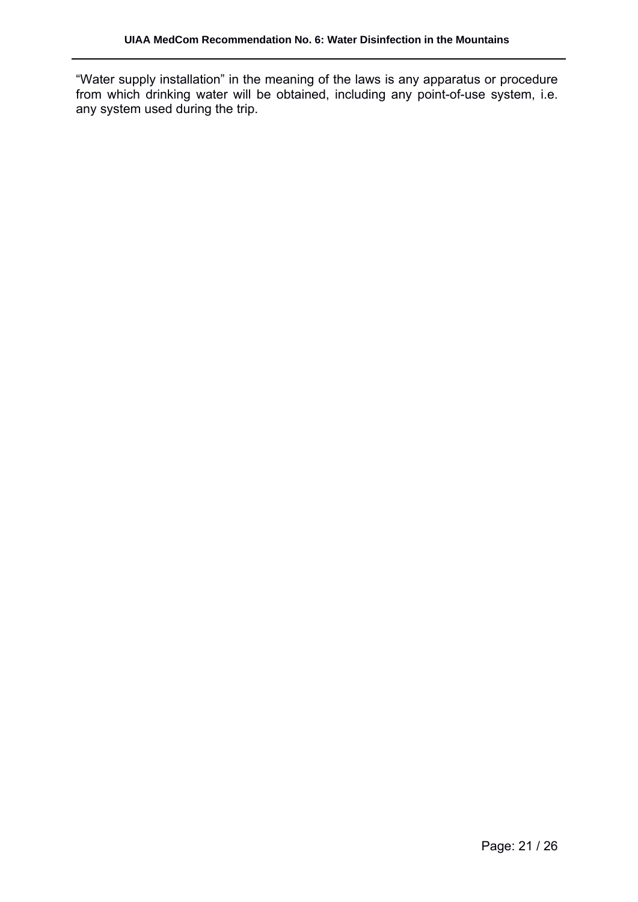“Water supply installation” in the meaning of the laws is any apparatus or procedure from which drinking water will be obtained, including any point-of-use system, i.e. any system used during the trip.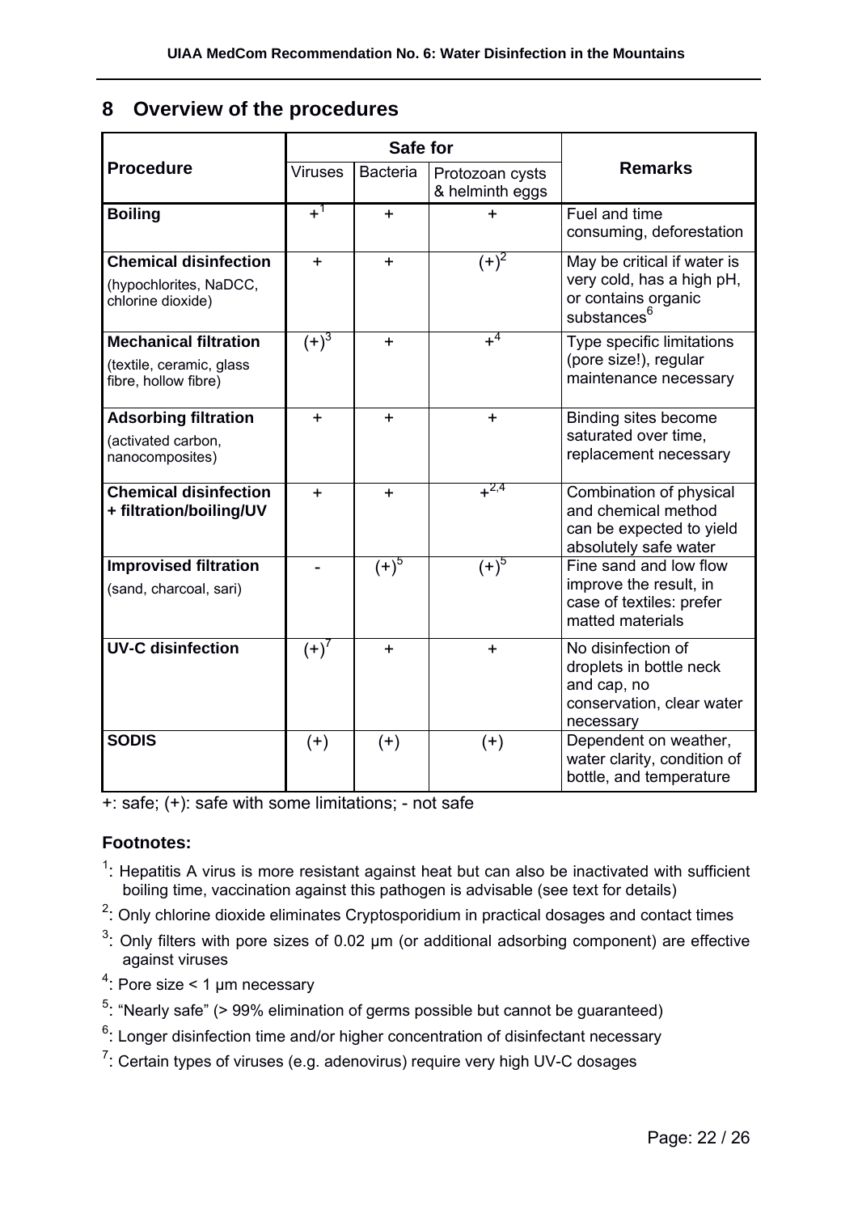## 8 Overview of the procedures

| Procedure | Safe for | | | Remarks |
|---|---|---|---|---|
| | Viruses | Bacteria | Protozoan cysts & helminth eggs | |
| **Boiling** | +[1] | + | + | Fuel and time consuming, deforestation |
| **Chemical disinfection** (hypochlorites, NaDCC, chlorine dioxide) | + | + | (+)[2] | May be critical if water is very cold, has a high pH, or contains organic substances[6] |
| **Mechanical filtration** (textile, ceramic, glass fibre, hollow fibre) | (+)[3] | + | +[4] | Type specific limitations (pore size!), regular maintenance necessary |
| **Adsorbing filtration** (activated carbon, nanocomposites) | + | + | + | Binding sites become saturated over time, replacement necessary |
| **Chemical disinfection + filtration/boiling/UV** | + | + | +[2,4] | Combination of physical and chemical method can be expected to yield absolutely safe water |
| **Improvised filtration** (sand, charcoal, sari) | - | (+)[5] | (+)[5] | Fine sand and low flow improve the result, in case of textiles: prefer matted materials |
| **UV-C disinfection** | (+)[7] | + | + | No disinfection of droplets in bottle neck and cap, no conservation, clear water necessary |
| **SODIS** | (+) | (+) | (+) | Dependent on weather, water clarity, condition of bottle, and temperature |

+: safe; (+): safe with some limitations; - not safe

**Footnotes:**

[1]: Hepatitis A virus is more resistant against heat but can also be inactivated with sufficient boiling time, vaccination against this pathogen is advisable (see text for details)

[2]: Only chlorine dioxide eliminates Cryptosporidium in practical dosages and contact times

[3]: Only filters with pore sizes of 0.02 µm (or additional adsorbing component) are effective against viruses

[4]: Pore size < 1 µm necessary

[5]: "Nearly safe" (> 99% elimination of germs possible but cannot be guaranteed)

[6]: Longer disinfection time and/or higher concentration of disinfectant necessary

[7]: Certain types of viruses (e.g. adenovirus) require very high UV-C dosages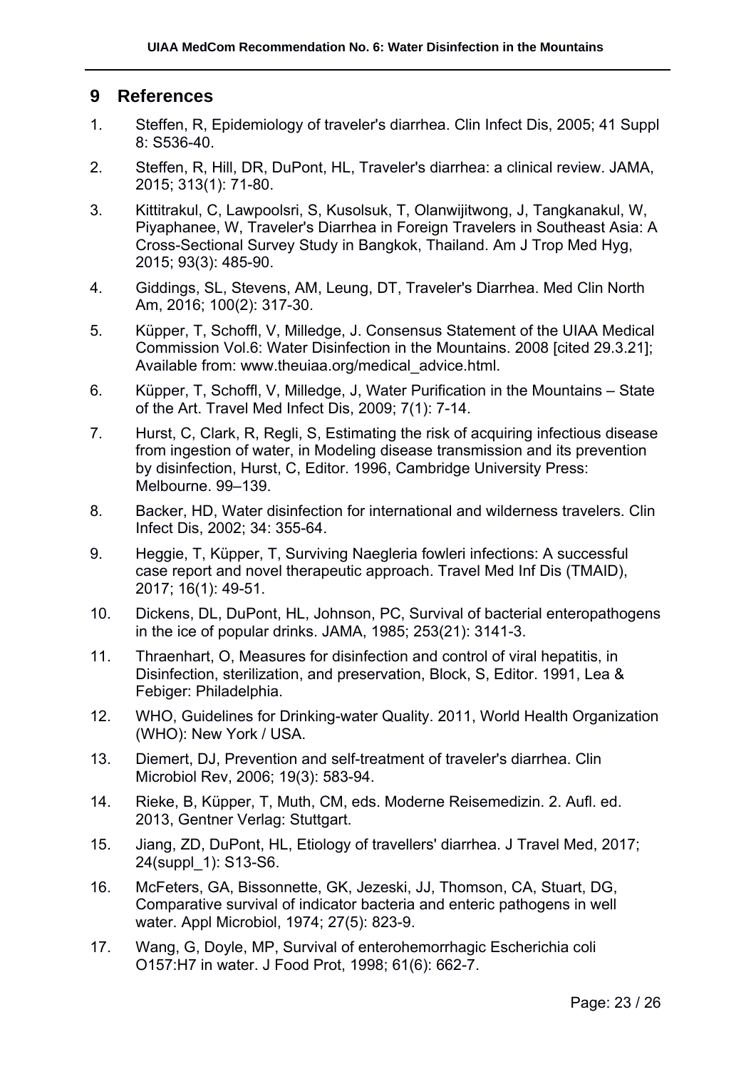## 9 References

1. Steffen, R, Epidemiology of traveler's diarrhea. Clin Infect Dis, 2005; 41 Suppl 8: S536-40.
2. Steffen, R, Hill, DR, DuPont, HL, Traveler's diarrhea: a clinical review. JAMA, 2015; 313(1): 71-80.
3. Kittitrakul, C, Lawpoolsri, S, Kusolsuk, T, Olanwijitwong, J, Tangkanakul, W, Piyaphanee, W, Traveler's Diarrhea in Foreign Travelers in Southeast Asia: A Cross-Sectional Survey Study in Bangkok, Thailand. Am J Trop Med Hyg, 2015; 93(3): 485-90.
4. Giddings, SL, Stevens, AM, Leung, DT, Traveler's Diarrhea. Med Clin North Am, 2016; 100(2): 317-30.
5. Küpper, T, Schoffl, V, Milledge, J. Consensus Statement of the UIAA Medical Commission Vol.6: Water Disinfection in the Mountains. 2008 [cited 29.3.21]; Available from: www.theuiaa.org/medical_advice.html.
6. Küpper, T, Schoffl, V, Milledge, J, Water Purification in the Mountains – State of the Art. Travel Med Infect Dis, 2009; 7(1): 7-14.
7. Hurst, C, Clark, R, Regli, S, Estimating the risk of acquiring infectious disease from ingestion of water, in Modeling disease transmission and its prevention by disinfection, Hurst, C, Editor. 1996, Cambridge University Press: Melbourne. 99–139.
8. Backer, HD, Water disinfection for international and wilderness travelers. Clin Infect Dis, 2002; 34: 355-64.
9. Heggie, T, Küpper, T, Surviving Naegleria fowleri infections: A successful case report and novel therapeutic approach. Travel Med Inf Dis (TMAID), 2017; 16(1): 49-51.
10. Dickens, DL, DuPont, HL, Johnson, PC, Survival of bacterial enteropathogens in the ice of popular drinks. JAMA, 1985; 253(21): 3141-3.
11. Thraenhart, O, Measures for disinfection and control of viral hepatitis, in Disinfection, sterilization, and preservation, Block, S, Editor. 1991, Lea & Febiger: Philadelphia.
12. WHO, Guidelines for Drinking-water Quality. 2011, World Health Organization (WHO): New York / USA.
13. Diemert, DJ, Prevention and self-treatment of traveler's diarrhea. Clin Microbiol Rev, 2006; 19(3): 583-94.
14. Rieke, B, Küpper, T, Muth, CM, eds. Moderne Reisemedizin. 2. Aufl. ed. 2013, Gentner Verlag: Stuttgart.
15. Jiang, ZD, DuPont, HL, Etiology of travellers' diarrhea. J Travel Med, 2017; 24(suppl_1): S13-S6.
16. McFeters, GA, Bissonnette, GK, Jezeski, JJ, Thomson, CA, Stuart, DG, Comparative survival of indicator bacteria and enteric pathogens in well water. Appl Microbiol, 1974; 27(5): 823-9.
17. Wang, G, Doyle, MP, Survival of enterohemorrhagic Escherichia coli O157:H7 in water. J Food Prot, 1998; 61(6): 662-7.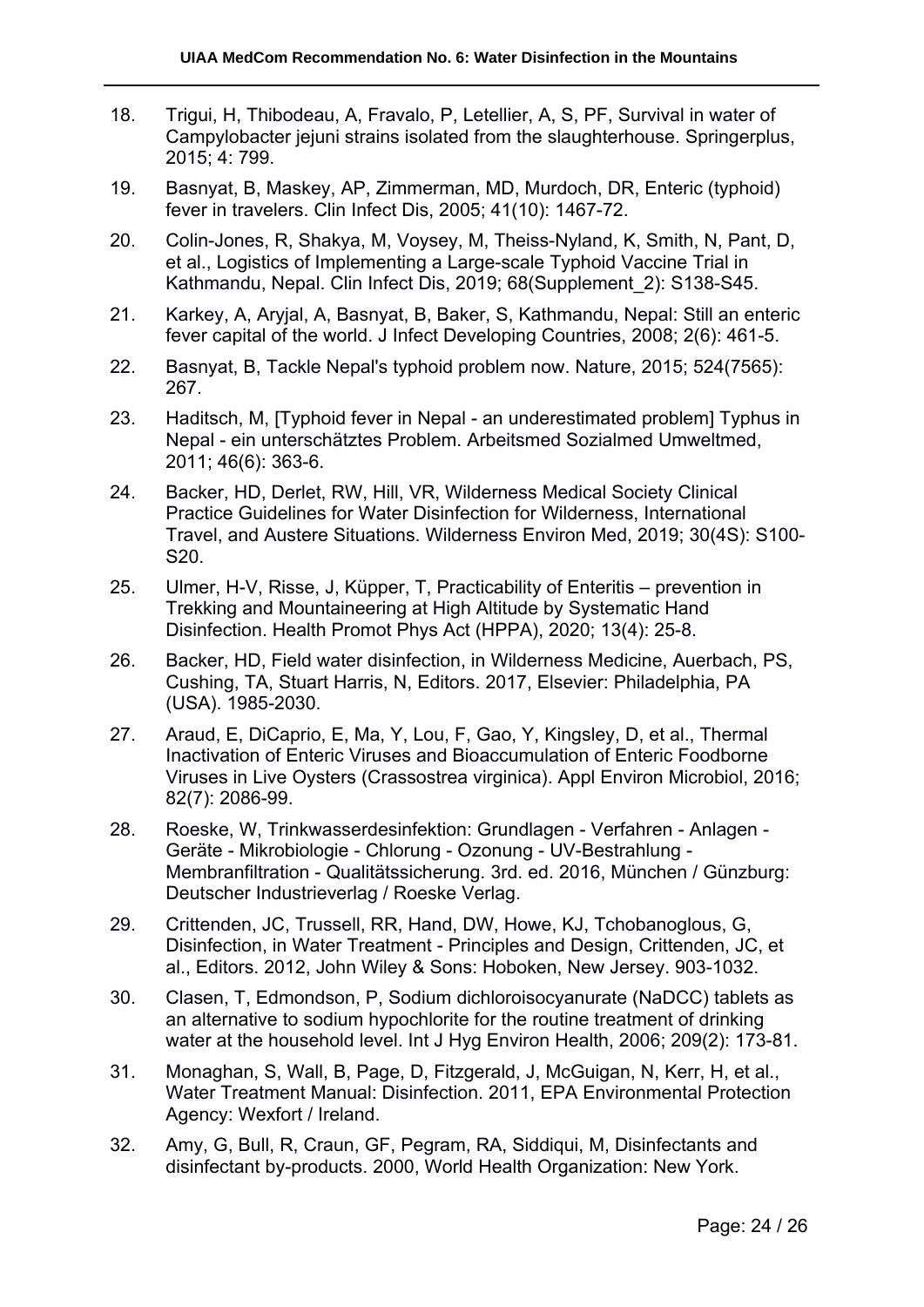18. Trigui, H, Thibodeau, A, Fravalo, P, Letellier, A, S, PF, Survival in water of Campylobacter jejuni strains isolated from the slaughterhouse. Springerplus, 2015; 4: 799.
19. Basnyat, B, Maskey, AP, Zimmerman, MD, Murdoch, DR, Enteric (typhoid) fever in travelers. Clin Infect Dis, 2005; 41(10): 1467-72.
20. Colin-Jones, R, Shakya, M, Voysey, M, Theiss-Nyland, K, Smith, N, Pant, D, et al., Logistics of Implementing a Large-scale Typhoid Vaccine Trial in Kathmandu, Nepal. Clin Infect Dis, 2019; 68(Supplement_2): S138-S45.
21. Karkey, A, Aryjal, A, Basnyat, B, Baker, S, Kathmandu, Nepal: Still an enteric fever capital of the world. J Infect Developing Countries, 2008; 2(6): 461-5.
22. Basnyat, B, Tackle Nepal's typhoid problem now. Nature, 2015; 524(7565): 267.
23. Haditsch, M, [Typhoid fever in Nepal - an underestimated problem] Typhus in Nepal - ein unterschätztes Problem. Arbeitsmed Sozialmed Umweltmed, 2011; 46(6): 363-6.
24. Backer, HD, Derlet, RW, Hill, VR, Wilderness Medical Society Clinical Practice Guidelines for Water Disinfection for Wilderness, International Travel, and Austere Situations. Wilderness Environ Med, 2019; 30(4S): S100-S20.
25. Ulmer, H-V, Risse, J, Küpper, T, Practicability of Enteritis – prevention in Trekking and Mountaineering at High Altitude by Systematic Hand Disinfection. Health Promot Phys Act (HPPA), 2020; 13(4): 25-8.
26. Backer, HD, Field water disinfection, in Wilderness Medicine, Auerbach, PS, Cushing, TA, Stuart Harris, N, Editors. 2017, Elsevier: Philadelphia, PA (USA). 1985-2030.
27. Araud, E, DiCaprio, E, Ma, Y, Lou, F, Gao, Y, Kingsley, D, et al., Thermal Inactivation of Enteric Viruses and Bioaccumulation of Enteric Foodborne Viruses in Live Oysters (Crassostrea virginica). Appl Environ Microbiol, 2016; 82(7): 2086-99.
28. Roeske, W, Trinkwasserdesinfektion: Grundlagen - Verfahren - Anlagen - Geräte - Mikrobiologie - Chlorung - Ozonung - UV-Bestrahlung - Membranfiltration - Qualitätssicherung. 3rd. ed. 2016, München / Günzburg: Deutscher Industrieverlag / Roeske Verlag.
29. Crittenden, JC, Trussell, RR, Hand, DW, Howe, KJ, Tchobanoglous, G, Disinfection, in Water Treatment - Principles and Design, Crittenden, JC, et al., Editors. 2012, John Wiley & Sons: Hoboken, New Jersey. 903-1032.
30. Clasen, T, Edmondson, P, Sodium dichloroisocyanurate (NaDCC) tablets as an alternative to sodium hypochlorite for the routine treatment of drinking water at the household level. Int J Hyg Environ Health, 2006; 209(2): 173-81.
31. Monaghan, S, Wall, B, Page, D, Fitzgerald, J, McGuigan, N, Kerr, H, et al., Water Treatment Manual: Disinfection. 2011, EPA Environmental Protection Agency: Wexfort / Ireland.
32. Amy, G, Bull, R, Craun, GF, Pegram, RA, Siddiqui, M, Disinfectants and disinfectant by-products. 2000, World Health Organization: New York.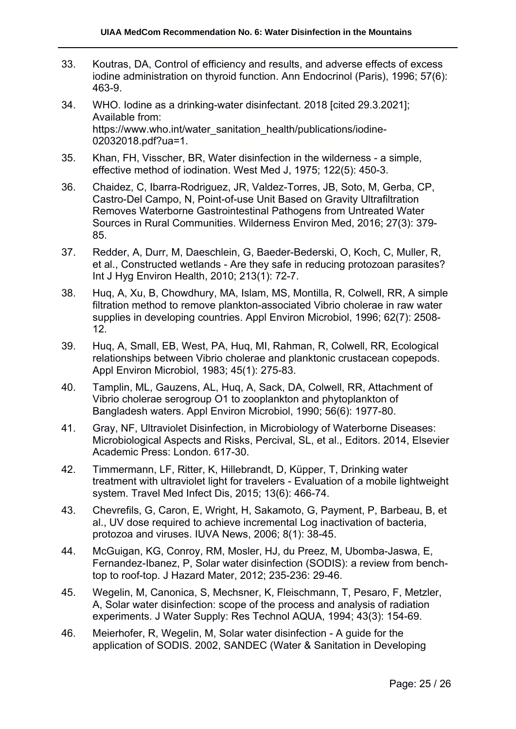33. Koutras, DA, Control of efficiency and results, and adverse effects of excess iodine administration on thyroid function. Ann Endocrinol (Paris), 1996; 57(6): 463-9.

34. WHO. Iodine as a drinking-water disinfectant. 2018 [cited 29.3.2021]; Available from: https://www.who.int/water_sanitation_health/publications/iodine-02032018.pdf?ua=1.

35. Khan, FH, Visscher, BR, Water disinfection in the wilderness - a simple, effective method of iodination. West Med J, 1975; 122(5): 450-3.

36. Chaidez, C, Ibarra-Rodriguez, JR, Valdez-Torres, JB, Soto, M, Gerba, CP, Castro-Del Campo, N, Point-of-use Unit Based on Gravity Ultrafiltration Removes Waterborne Gastrointestinal Pathogens from Untreated Water Sources in Rural Communities. Wilderness Environ Med, 2016; 27(3): 379-85.

37. Redder, A, Durr, M, Daeschlein, G, Baeder-Bederski, O, Koch, C, Muller, R, et al., Constructed wetlands - Are they safe in reducing protozoan parasites? Int J Hyg Environ Health, 2010; 213(1): 72-7.

38. Huq, A, Xu, B, Chowdhury, MA, Islam, MS, Montilla, R, Colwell, RR, A simple filtration method to remove plankton-associated Vibrio cholerae in raw water supplies in developing countries. Appl Environ Microbiol, 1996; 62(7): 2508-12.

39. Huq, A, Small, EB, West, PA, Huq, MI, Rahman, R, Colwell, RR, Ecological relationships between Vibrio cholerae and planktonic crustacean copepods. Appl Environ Microbiol, 1983; 45(1): 275-83.

40. Tamplin, ML, Gauzens, AL, Huq, A, Sack, DA, Colwell, RR, Attachment of Vibrio cholerae serogroup O1 to zooplankton and phytoplankton of Bangladesh waters. Appl Environ Microbiol, 1990; 56(6): 1977-80.

41. Gray, NF, Ultraviolet Disinfection, in Microbiology of Waterborne Diseases: Microbiological Aspects and Risks, Percival, SL, et al., Editors. 2014, Elsevier Academic Press: London. 617-30.

42. Timmermann, LF, Ritter, K, Hillebrandt, D, Küpper, T, Drinking water treatment with ultraviolet light for travelers - Evaluation of a mobile lightweight system. Travel Med Infect Dis, 2015; 13(6): 466-74.

43. Chevrefils, G, Caron, E, Wright, H, Sakamoto, G, Payment, P, Barbeau, B, et al., UV dose required to achieve incremental Log inactivation of bacteria, protozoa and viruses. IUVA News, 2006; 8(1): 38-45.

44. McGuigan, KG, Conroy, RM, Mosler, HJ, du Preez, M, Ubomba-Jaswa, E, Fernandez-Ibanez, P, Solar water disinfection (SODIS): a review from bench-top to roof-top. J Hazard Mater, 2012; 235-236: 29-46.

45. Wegelin, M, Canonica, S, Mechsner, K, Fleischmann, T, Pesaro, F, Metzler, A, Solar water disinfection: scope of the process and analysis of radiation experiments. J Water Supply: Res Technol AQUA, 1994; 43(3): 154-69.

46. Meierhofer, R, Wegelin, M, Solar water disinfection - A guide for the application of SODIS. 2002, SANDEC (Water & Sanitation in Developing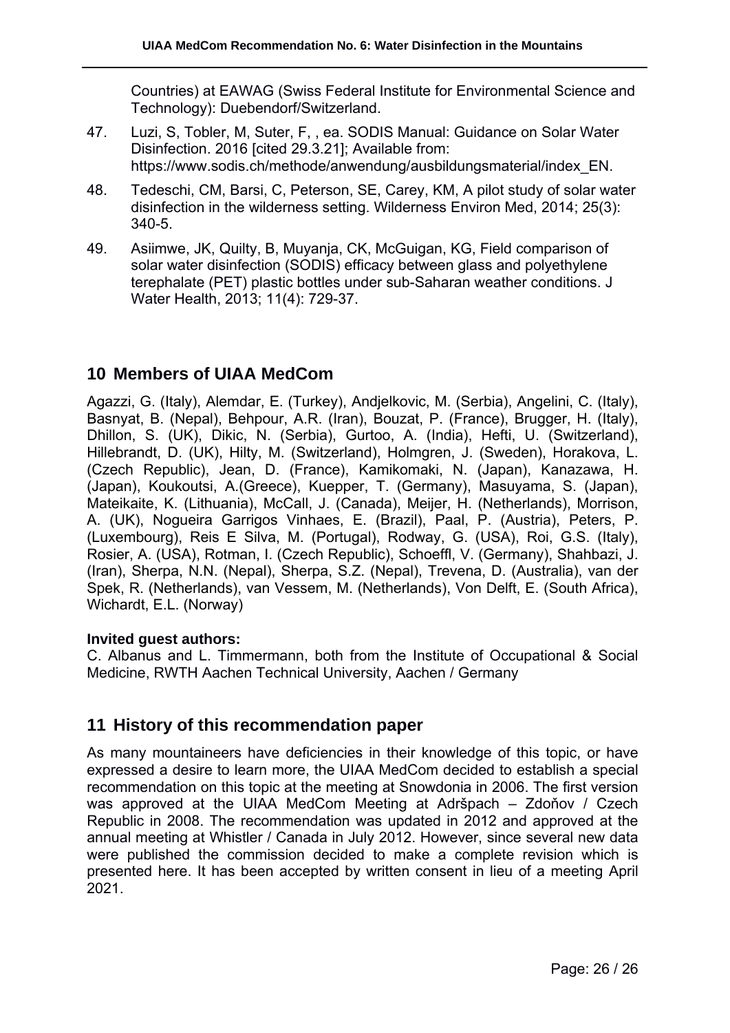Countries) at EAWAG (Swiss Federal Institute for Environmental Science and Technology): Duebendorf/Switzerland.

47. Luzi, S, Tobler, M, Suter, F, , ea. SODIS Manual: Guidance on Solar Water Disinfection. 2016 [cited 29.3.21]; Available from: https://www.sodis.ch/methode/anwendung/ausbildungsmaterial/index_EN.

48. Tedeschi, CM, Barsi, C, Peterson, SE, Carey, KM, A pilot study of solar water disinfection in the wilderness setting. Wilderness Environ Med, 2014; 25(3): 340-5.

49. Asiimwe, JK, Quilty, B, Muyanja, CK, McGuigan, KG, Field comparison of solar water disinfection (SODIS) efficacy between glass and polyethylene terephalate (PET) plastic bottles under sub-Saharan weather conditions. J Water Health, 2013; 11(4): 729-37.

## 10 Members of UIAA MedCom

Agazzi, G. (Italy), Alemdar, E. (Turkey), Andjelkovic, M. (Serbia), Angelini, C. (Italy), Basnyat, B. (Nepal), Behpour, A.R. (Iran), Bouzat, P. (France), Brugger, H. (Italy), Dhillon, S. (UK), Dikic, N. (Serbia), Gurtoo, A. (India), Hefti, U. (Switzerland), Hillebrandt, D. (UK), Hilty, M. (Switzerland), Holmgren, J. (Sweden), Horakova, L. (Czech Republic), Jean, D. (France), Kamikomaki, N. (Japan), Kanazawa, H. (Japan), Koukoutsi, A.(Greece), Kuepper, T. (Germany), Masuyama, S. (Japan), Mateikaite, K. (Lithuania), McCall, J. (Canada), Meijer, H. (Netherlands), Morrison, A. (UK), Nogueira Garrigos Vinhaes, E. (Brazil), Paal, P. (Austria), Peters, P. (Luxembourg), Reis E Silva, M. (Portugal), Rodway, G. (USA), Roi, G.S. (Italy), Rosier, A. (USA), Rotman, I. (Czech Republic), Schoeffl, V. (Germany), Shahbazi, J. (Iran), Sherpa, N.N. (Nepal), Sherpa, S.Z. (Nepal), Trevena, D. (Australia), van der Spek, R. (Netherlands), van Vessem, M. (Netherlands), Von Delft, E. (South Africa), Wichardt, E.L. (Norway)

**Invited guest authors:**
C. Albanus and L. Timmermann, both from the Institute of Occupational & Social Medicine, RWTH Aachen Technical University, Aachen / Germany

## 11 History of this recommendation paper

As many mountaineers have deficiencies in their knowledge of this topic, or have expressed a desire to learn more, the UIAA MedCom decided to establish a special recommendation on this topic at the meeting at Snowdonia in 2006. The first version was approved at the UIAA MedCom Meeting at Adršpach – Zdoňov / Czech Republic in 2008. The recommendation was updated in 2012 and approved at the annual meeting at Whistler / Canada in July 2012. However, since several new data were published the commission decided to make a complete revision which is presented here. It has been accepted by written consent in lieu of a meeting April 2021.